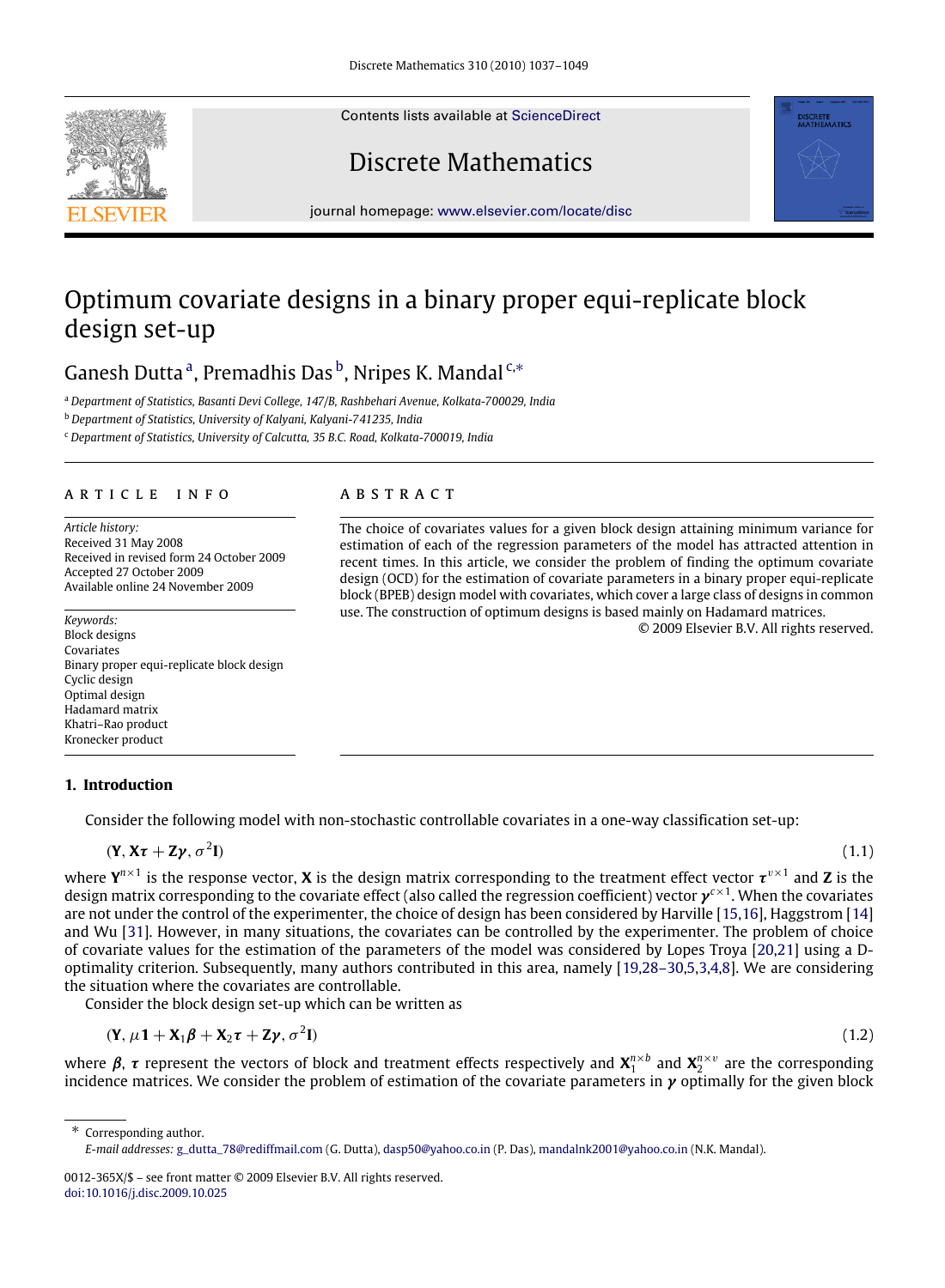# Optimum covariate designs in a binary proper equi-replicate block design set-up

Ganesh Dutta [a], Premadhis Das [b], Nripes K. Mandal [c,*]

[a] Department of Statistics, Basanti Devi College, 147/B, Rashbehari Avenue, Kolkata-700029, India

[b] Department of Statistics, University of Kalyani, Kalyani-741235, India

[c] Department of Statistics, University of Calcutta, 35 B.C. Road, Kolkata-700019, India

## ARTICLE INFO

*Article history:*
Received 31 May 2008
Received in revised form 24 October 2009
Accepted 27 October 2009
Available online 24 November 2009

*Keywords:*
Block designs
Covariates
Binary proper equi-replicate block design
Cyclic design
Optimal design
Hadamard matrix
Khatri–Rao product
Kronecker product

## ABSTRACT

The choice of covariates values for a given block design attaining minimum variance for estimation of each of the regression parameters of the model has attracted attention in recent times. In this article, we consider the problem of finding the optimum covariate design (OCD) for the estimation of covariate parameters in a binary proper equi-replicate block (BPEB) design model with covariates, which cover a large class of designs in common use. The construction of optimum designs is based mainly on Hadamard matrices.

© 2009 Elsevier B.V. All rights reserved.

## 1. Introduction

Consider the following model with non-stochastic controllable covariates in a one-way classification set-up:

$$(\mathbf{Y}, \mathbf{X}\boldsymbol{\tau} + \mathbf{Z}\boldsymbol{\gamma}, \sigma^2\mathbf{I}) \tag{1.1}$$

where $\mathbf{Y}^{n\times 1}$ is the response vector, $\mathbf{X}$ is the design matrix corresponding to the treatment effect vector $\boldsymbol{\tau}^{v\times 1}$ and $\mathbf{Z}$ is the design matrix corresponding to the covariate effect (also called the regression coefficient) vector $\boldsymbol{\gamma}^{c\times 1}$. When the covariates are not under the control of the experimenter, the choice of design has been considered by Harville [15,16], Haggstrom [14] and Wu [31]. However, in many situations, the covariates can be controlled by the experimenter. The problem of choice of covariate values for the estimation of the parameters of the model was considered by Lopes Troya [20,21] using a D-optimality criterion. Subsequently, many authors contributed in this area, namely [19,28–30,5,3,4,8]. We are considering the situation where the covariates are controllable.

Consider the block design set-up which can be written as

$$(\mathbf{Y}, \mu\mathbf{1} + \mathbf{X}_1\boldsymbol{\beta} + \mathbf{X}_2\boldsymbol{\tau} + \mathbf{Z}\boldsymbol{\gamma}, \sigma^2\mathbf{I}) \tag{1.2}$$

where $\boldsymbol{\beta}$, $\boldsymbol{\tau}$ represent the vectors of block and treatment effects respectively and $\mathbf{X}_1^{n\times b}$ and $\mathbf{X}_2^{n\times v}$ are the corresponding incidence matrices. We consider the problem of estimation of the covariate parameters in $\boldsymbol{\gamma}$ optimally for the given block

---

* Corresponding author.
*E-mail addresses:* g_dutta_78@rediffmail.com (G. Dutta), dasp50@yahoo.co.in (P. Das), mandalnk2001@yahoo.co.in (N.K. Mandal).

0012-365X/$ – see front matter © 2009 Elsevier B.V. All rights reserved.
doi:10.1016/j.disc.2009.10.025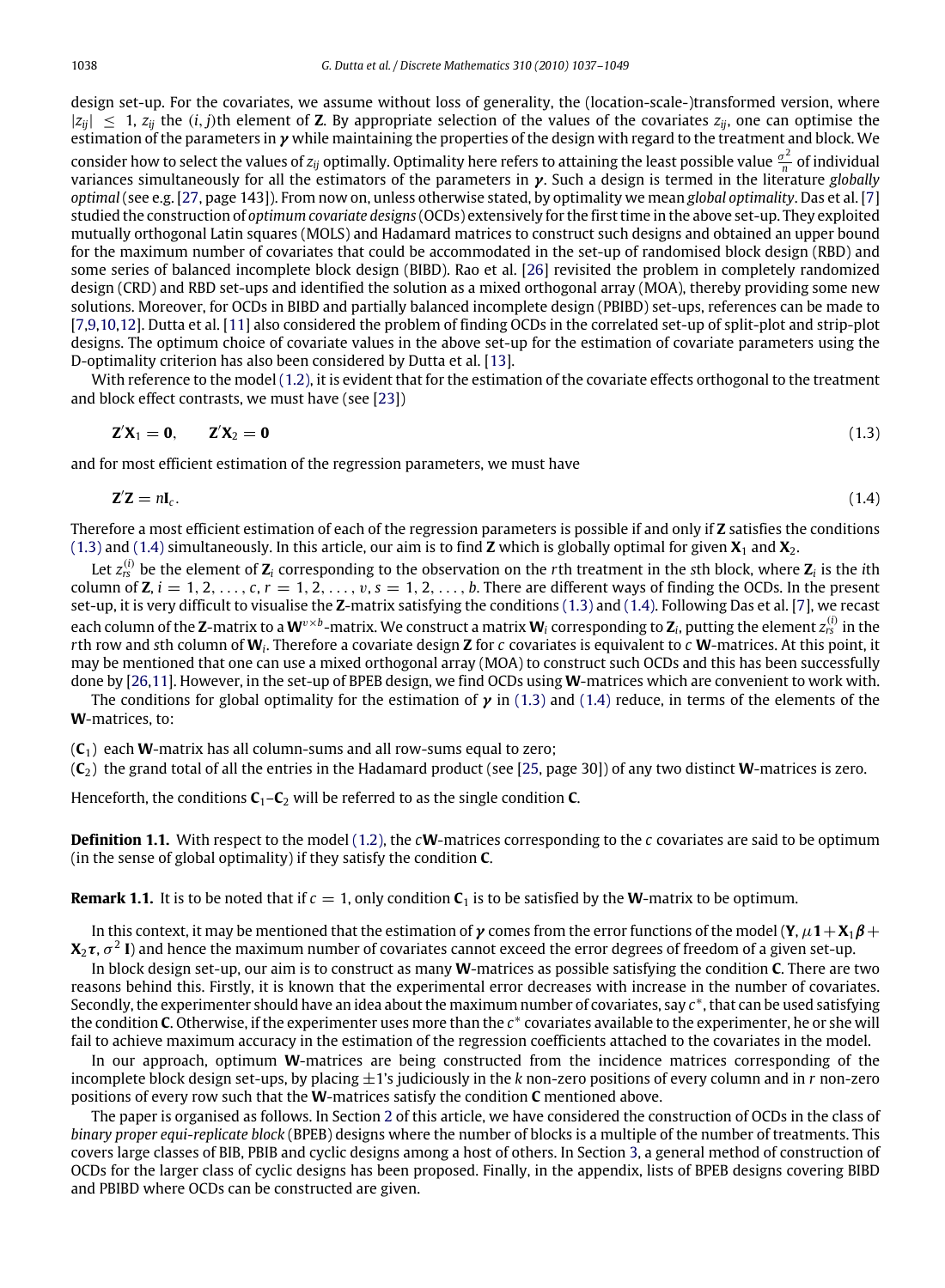design set-up. For the covariates, we assume without loss of generality, the (location-scale-)transformed version, where $|z_{ij}| \leq 1$, $z_{ij}$ the $(i, j)$th element of $\mathbf{Z}$. By appropriate selection of the values of the covariates $z_{ij}$, one can optimise the estimation of the parameters in $\boldsymbol{\gamma}$ while maintaining the properties of the design with regard to the treatment and block. We consider how to select the values of $z_{ij}$ optimally. Optimality here refers to attaining the least possible value $\frac{\sigma^2}{n}$ of individual variances simultaneously for all the estimators of the parameters in $\boldsymbol{\gamma}$. Such a design is termed in the literature *globally optimal* (see e.g. [27, page 143]). From now on, unless otherwise stated, by optimality we mean *global optimality*. Das et al. [7] studied the construction of *optimum covariate designs* (OCDs) extensively for the first time in the above set-up. They exploited mutually orthogonal Latin squares (MOLS) and Hadamard matrices to construct such designs and obtained an upper bound for the maximum number of covariates that could be accommodated in the set-up of randomised block design (RBD) and some series of balanced incomplete block design (BIBD). Rao et al. [26] revisited the problem in completely randomized design (CRD) and RBD set-ups and identified the solution as a mixed orthogonal array (MOA), thereby providing some new solutions. Moreover, for OCDs in BIBD and partially balanced incomplete design (PBIBD) set-ups, references can be made to [7,9,10,12]. Dutta et al. [11] also considered the problem of finding OCDs in the correlated set-up of split-plot and strip-plot designs. The optimum choice of covariate values in the above set-up for the estimation of covariate parameters using the D-optimality criterion has also been considered by Dutta et al. [13].

With reference to the model (1.2), it is evident that for the estimation of the covariate effects orthogonal to the treatment and block effect contrasts, we must have (see [23])

$$\mathbf{Z}'\mathbf{X}_1 = \mathbf{0}, \qquad \mathbf{Z}'\mathbf{X}_2 = \mathbf{0} \tag{1.3}$$

and for most efficient estimation of the regression parameters, we must have

$$\mathbf{Z}'\mathbf{Z} = n\mathbf{I}_c. \tag{1.4}$$

Therefore a most efficient estimation of each of the regression parameters is possible if and only if $\mathbf{Z}$ satisfies the conditions (1.3) and (1.4) simultaneously. In this article, our aim is to find $\mathbf{Z}$ which is globally optimal for given $\mathbf{X}_1$ and $\mathbf{X}_2$.

Let $z_{rs}^{(i)}$ be the element of $\mathbf{Z}_i$ corresponding to the observation on the $r$th treatment in the $s$th block, where $\mathbf{Z}_i$ is the $i$th column of $\mathbf{Z}$, $i = 1, 2, \ldots, c$, $r = 1, 2, \ldots, v$, $s = 1, 2, \ldots, b$. There are different ways of finding the OCDs. In the present set-up, it is very difficult to visualise the $\mathbf{Z}$-matrix satisfying the conditions (1.3) and (1.4). Following Das et al. [7], we recast each column of the $\mathbf{Z}$-matrix to a $\mathbf{W}^{v\times b}$-matrix. We construct a matrix $\mathbf{W}_i$ corresponding to $\mathbf{Z}_i$, putting the element $z_{rs}^{(i)}$ in the $r$th row and $s$th column of $\mathbf{W}_i$. Therefore a covariate design $\mathbf{Z}$ for $c$ covariates is equivalent to $c$ $\mathbf{W}$-matrices. At this point, it may be mentioned that one can use a mixed orthogonal array (MOA) to construct such OCDs and this has been successfully done by [26,11]. However, in the set-up of BPEB design, we find OCDs using $\mathbf{W}$-matrices which are convenient to work with.

The conditions for global optimality for the estimation of $\boldsymbol{\gamma}$ in (1.3) and (1.4) reduce, in terms of the elements of the $\mathbf{W}$-matrices, to:

($\mathbf{C}_1$) each $\mathbf{W}$-matrix has all column-sums and all row-sums equal to zero;
($\mathbf{C}_2$) the grand total of all the entries in the Hadamard product (see [25, page 30]) of any two distinct $\mathbf{W}$-matrices is zero.

Henceforth, the conditions $\mathbf{C}_1$–$\mathbf{C}_2$ will be referred to as the single condition $\mathbf{C}$.

**Definition 1.1.** With respect to the model (1.2), the $c\mathbf{W}$-matrices corresponding to the $c$ covariates are said to be optimum (in the sense of global optimality) if they satisfy the condition $\mathbf{C}$.

**Remark 1.1.** It is to be noted that if $c = 1$, only condition $\mathbf{C}_1$ is to be satisfied by the $\mathbf{W}$-matrix to be optimum.

In this context, it may be mentioned that the estimation of $\boldsymbol{\gamma}$ comes from the error functions of the model ($\mathbf{Y}$, $\mu\mathbf{1} + \mathbf{X}_1\boldsymbol{\beta} + \mathbf{X}_2\boldsymbol{\tau}$, $\sigma^2\,\mathbf{I}$) and hence the maximum number of covariates cannot exceed the error degrees of freedom of a given set-up.

In block design set-up, our aim is to construct as many $\mathbf{W}$-matrices as possible satisfying the condition $\mathbf{C}$. There are two reasons behind this. Firstly, it is known that the experimental error decreases with increase in the number of covariates. Secondly, the experimenter should have an idea about the maximum number of covariates, say $c^*$, that can be used satisfying the condition $\mathbf{C}$. Otherwise, if the experimenter uses more than the $c^*$ covariates available to the experimenter, he or she will fail to achieve maximum accuracy in the estimation of the regression coefficients attached to the covariates in the model.

In our approach, optimum $\mathbf{W}$-matrices are being constructed from the incidence matrices corresponding of the incomplete block design set-ups, by placing $\pm 1$'s judiciously in the $k$ non-zero positions of every column and in $r$ non-zero positions of every row such that the $\mathbf{W}$-matrices satisfy the condition $\mathbf{C}$ mentioned above.

The paper is organised as follows. In Section 2 of this article, we have considered the construction of OCDs in the class of *binary proper equi-replicate block* (BPEB) designs where the number of blocks is a multiple of the number of treatments. This covers large classes of BIB, PBIB and cyclic designs among a host of others. In Section 3, a general method of construction of OCDs for the larger class of cyclic designs has been proposed. Finally, in the appendix, lists of BPEB designs covering BIBD and PBIBD where OCDs can be constructed are given.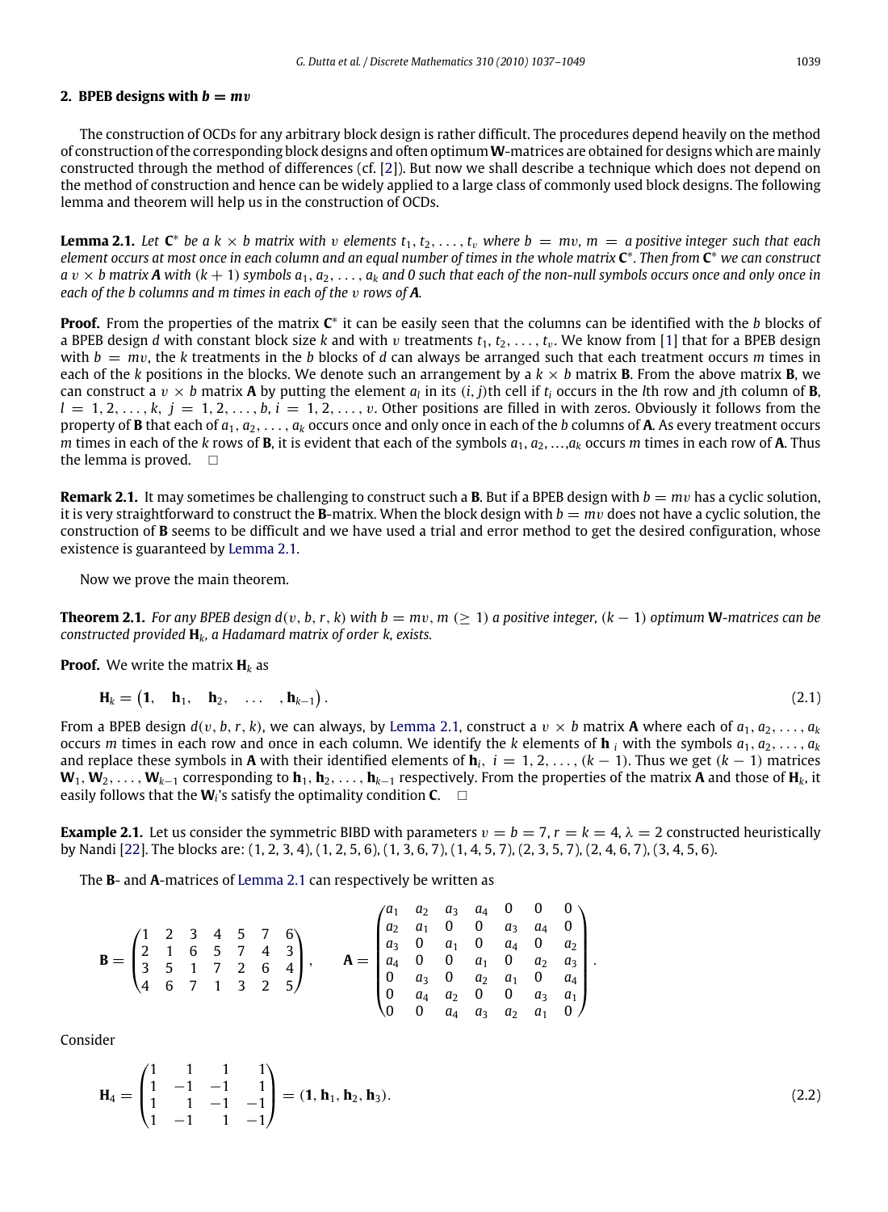## 2. BPEB designs with $b = mv$

The construction of OCDs for any arbitrary block design is rather difficult. The procedures depend heavily on the method of construction of the corresponding block designs and often optimum **W**-matrices are obtained for designs which are mainly constructed through the method of differences (cf. [2]). But now we shall describe a technique which does not depend on the method of construction and hence can be widely applied to a large class of commonly used block designs. The following lemma and theorem will help us in the construction of OCDs.

**Lemma 2.1.** *Let $\mathbf{C}^*$ be a $k \times b$ matrix with $v$ elements $t_1, t_2, \ldots, t_v$ where $b = mv$, $m =$ a positive integer such that each element occurs at most once in each column and an equal number of times in the whole matrix $\mathbf{C}^*$. Then from $\mathbf{C}^*$ we can construct a $v \times b$ matrix $\boldsymbol{A}$ with $(k+1)$ symbols $a_1, a_2, \ldots, a_k$ and 0 such that each of the non-null symbols occurs once and only once in each of the $b$ columns and $m$ times in each of the $v$ rows of $\boldsymbol{A}$.*

**Proof.** From the properties of the matrix $\mathbf{C}^*$ it can be easily seen that the columns can be identified with the $b$ blocks of a BPEB design $d$ with constant block size $k$ and with $v$ treatments $t_1, t_2, \ldots, t_v$. We know from [1] that for a BPEB design with $b = mv$, the $k$ treatments in the $b$ blocks of $d$ can always be arranged such that each treatment occurs $m$ times in each of the $k$ positions in the blocks. We denote such an arrangement by a $k \times b$ matrix **B**. From the above matrix **B**, we can construct a $v \times b$ matrix **A** by putting the element $a_l$ in its $(i, j)$th cell if $t_i$ occurs in the $l$th row and $j$th column of **B**, $l = 1, 2, \ldots, k$, $j = 1, 2, \ldots, b$, $i = 1, 2, \ldots, v$. Other positions are filled in with zeros. Obviously it follows from the property of **B** that each of $a_1, a_2, \ldots, a_k$ occurs once and only once in each of the $b$ columns of **A**. As every treatment occurs $m$ times in each of the $k$ rows of **B**, it is evident that each of the symbols $a_1, a_2, \ldots, a_k$ occurs $m$ times in each row of **A**. Thus the lemma is proved. □

**Remark 2.1.** It may sometimes be challenging to construct such a **B**. But if a BPEB design with $b = mv$ has a cyclic solution, it is very straightforward to construct the **B**-matrix. When the block design with $b = mv$ does not have a cyclic solution, the construction of **B** seems to be difficult and we have used a trial and error method to get the desired configuration, whose existence is guaranteed by Lemma 2.1.

Now we prove the main theorem.

**Theorem 2.1.** *For any BPEB design $d(v, b, r, k)$ with $b = mv$, $m$ $(\geq 1)$ a positive integer, $(k-1)$ optimum **W**-matrices can be constructed provided $\mathbf{H}_k$, a Hadamard matrix of order $k$, exists.*

**Proof.** We write the matrix $\mathbf{H}_k$ as

$$\mathbf{H}_k = \begin{pmatrix} \mathbf{1}, & \mathbf{h}_1, & \mathbf{h}_2, & \ldots & , \mathbf{h}_{k-1} \end{pmatrix}. \tag{2.1}$$

From a BPEB design $d(v, b, r, k)$, we can always, by Lemma 2.1, construct a $v \times b$ matrix **A** where each of $a_1, a_2, \ldots, a_k$ occurs $m$ times in each row and once in each column. We identify the $k$ elements of $\mathbf{h}_i$ with the symbols $a_1, a_2, \ldots, a_k$ and replace these symbols in **A** with their identified elements of $\mathbf{h}_i$, $i = 1, 2, \ldots, (k-1)$. Thus we get $(k-1)$ matrices $\mathbf{W}_1, \mathbf{W}_2, \ldots, \mathbf{W}_{k-1}$ corresponding to $\mathbf{h}_1, \mathbf{h}_2, \ldots, \mathbf{h}_{k-1}$ respectively. From the properties of the matrix **A** and those of $\mathbf{H}_k$, it easily follows that the $\mathbf{W}_i$'s satisfy the optimality condition **C**. □

**Example 2.1.** Let us consider the symmetric BIBD with parameters $v = b = 7$, $r = k = 4$, $\lambda = 2$ constructed heuristically by Nandi [22]. The blocks are: (1, 2, 3, 4), (1, 2, 5, 6), (1, 3, 6, 7), (1, 4, 5, 7), (2, 3, 5, 7), (2, 4, 6, 7), (3, 4, 5, 6).

The **B**- and **A**-matrices of Lemma 2.1 can respectively be written as

$$\mathbf{B} = \begin{pmatrix} 1 & 2 & 3 & 4 & 5 & 7 & 6 \\ 2 & 1 & 6 & 5 & 7 & 4 & 3 \\ 3 & 5 & 1 & 7 & 2 & 6 & 4 \\ 4 & 6 & 7 & 1 & 3 & 2 & 5 \end{pmatrix}, \qquad \mathbf{A} = \begin{pmatrix} a_1 & a_2 & a_3 & a_4 & 0 & 0 & 0 \\ a_2 & a_1 & 0 & 0 & a_3 & a_4 & 0 \\ a_3 & 0 & a_1 & 0 & a_4 & 0 & a_2 \\ a_4 & 0 & 0 & a_1 & 0 & a_2 & a_3 \\ 0 & a_3 & 0 & a_2 & a_1 & 0 & a_4 \\ 0 & a_4 & a_2 & 0 & 0 & a_3 & a_1 \\ 0 & 0 & a_4 & a_3 & a_2 & a_1 & 0 \end{pmatrix}.$$

Consider

$$\mathbf{H}_4 = \begin{pmatrix} 1 & 1 & 1 & 1 \\ 1 & -1 & -1 & 1 \\ 1 & 1 & -1 & -1 \\ 1 & -1 & 1 & -1 \end{pmatrix} = (\mathbf{1}, \mathbf{h}_1, \mathbf{h}_2, \mathbf{h}_3). \tag{2.2}$$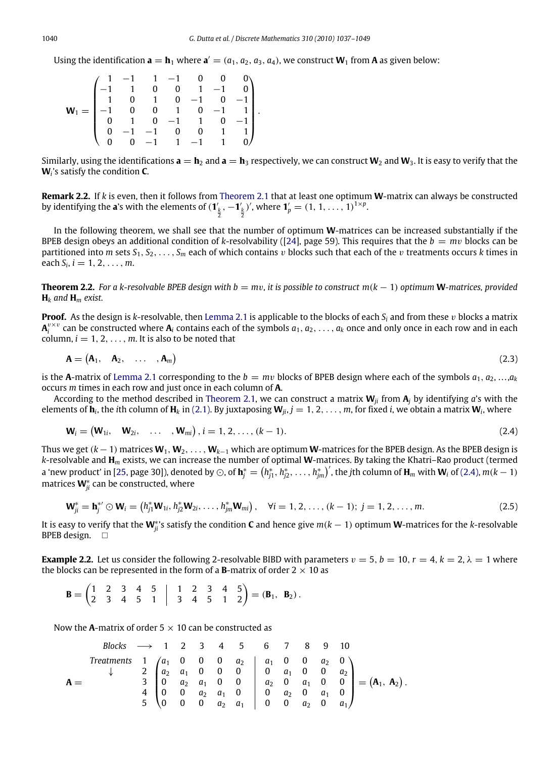Using the identification $\mathbf{a} = \mathbf{h}_1$ where $\mathbf{a}' = (a_1, a_2, a_3, a_4)$, we construct $\mathbf{W}_1$ from $\mathbf{A}$ as given below:

$$\mathbf{W}_1 = \begin{pmatrix} 1 & -1 & 1 & -1 & 0 & 0 & 0 \\ -1 & 1 & 0 & 0 & 1 & -1 & 0 \\ 1 & 0 & 1 & 0 & -1 & 0 & -1 \\ -1 & 0 & 0 & 1 & 0 & -1 & 1 \\ 0 & 1 & 0 & -1 & 1 & 0 & -1 \\ 0 & -1 & -1 & 0 & 0 & 1 & 1 \\ 0 & 0 & -1 & 1 & -1 & 1 & 0 \end{pmatrix}.$$

Similarly, using the identifications $\mathbf{a} = \mathbf{h}_2$ and $\mathbf{a} = \mathbf{h}_3$ respectively, we can construct $\mathbf{W}_2$ and $\mathbf{W}_3$. It is easy to verify that the $\mathbf{W}_i$'s satisfy the condition $\mathbf{C}$.

**Remark 2.2.** If $k$ is even, then it follows from Theorem 2.1 that at least one optimum $\mathbf{W}$-matrix can always be constructed by identifying the $\mathbf{a}$'s with the elements of $(\mathbf{1}'_{\frac{k}{2}}, -\mathbf{1}'_{\frac{k}{2}})'$, where $\mathbf{1}'_p = (1, 1, \ldots, 1)^{1\times p}$.

In the following theorem, we shall see that the number of optimum $\mathbf{W}$-matrices can be increased substantially if the BPEB design obeys an additional condition of $k$-resolvability ([24], page 59). This requires that the $b = mv$ blocks can be partitioned into $m$ sets $S_1, S_2, \ldots, S_m$ each of which contains $v$ blocks such that each of the $v$ treatments occurs $k$ times in each $S_i$, $i = 1, 2, \ldots, m$.

**Theorem 2.2.** *For a $k$-resolvable BPEB design with $b = mv$, it is possible to construct $m(k-1)$ optimum $\mathbf{W}$-matrices, provided $\mathbf{H}_k$ and $\mathbf{H}_m$ exist.*

**Proof.** As the design is $k$-resolvable, then Lemma 2.1 is applicable to the blocks of each $S_i$ and from these $v$ blocks a matrix $\mathbf{A}_i^{v\times v}$ can be constructed where $\mathbf{A}_i$ contains each of the symbols $a_1, a_2, \ldots, a_k$ once and only once in each row and in each column, $i = 1, 2, \ldots, m$. It is also to be noted that

$$\mathbf{A} = \begin{pmatrix}\mathbf{A}_1, & \mathbf{A}_2, & \ldots & , \mathbf{A}_m\end{pmatrix} \tag{2.3}$$

is the $\mathbf{A}$-matrix of Lemma 2.1 corresponding to the $b = mv$ blocks of BPEB design where each of the symbols $a_1, a_2, \ldots, a_k$ occurs $m$ times in each row and just once in each column of $\mathbf{A}$.

According to the method described in Theorem 2.1, we can construct a matrix $\mathbf{W}_{ji}$ from $\mathbf{A}_j$ by identifying $a$'s with the elements of $\mathbf{h}_i$, the $i$th column of $\mathbf{H}_k$ in (2.1). By juxtaposing $\mathbf{W}_{ji}$, $j = 1, 2, \ldots, m$, for fixed $i$, we obtain a matrix $\mathbf{W}_i$, where

$$\mathbf{W}_i = \begin{pmatrix}\mathbf{W}_{1i}, & \mathbf{W}_{2i}, & \ldots & , \mathbf{W}_{mi}\end{pmatrix}, \; i = 1, 2, \ldots, (k-1). \tag{2.4}$$

Thus we get $(k-1)$ matrices $\mathbf{W}_1, \mathbf{W}_2, \ldots, \mathbf{W}_{k-1}$ which are optimum $\mathbf{W}$-matrices for the BPEB design. As the BPEB design is $k$-resolvable and $\mathbf{H}_m$ exists, we can increase the number of optimal $\mathbf{W}$-matrices. By taking the Khatri–Rao product (termed a 'new product' in [25, page 30]), denoted by $\odot$, of $\mathbf{h}_j^* = \left(h_{j1}^*, h_{j2}^*, \ldots, h_{jm}^*\right)'$, the $j$th column of $\mathbf{H}_m$ with $\mathbf{W}_i$ of (2.4), $m(k-1)$ matrices $\mathbf{W}_{ji}^*$ can be constructed, where

$$\mathbf{W}_{ji}^* = \mathbf{h}_j^{*\prime} \odot \mathbf{W}_i = \left(h_{j1}^*\mathbf{W}_{1i}, h_{j2}^*\mathbf{W}_{2i}, \ldots, h_{jm}^*\mathbf{W}_{mi}\right), \quad \forall i = 1, 2, \ldots, (k-1);\; j = 1, 2, \ldots, m. \tag{2.5}$$

It is easy to verify that the $\mathbf{W}_{ji}^*$'s satisfy the condition $\mathbf{C}$ and hence give $m(k-1)$ optimum $\mathbf{W}$-matrices for the $k$-resolvable BPEB design. □

**Example 2.2.** Let us consider the following 2-resolvable BIBD with parameters $v = 5, b = 10, r = 4, k = 2, \lambda = 1$ where the blocks can be represented in the form of a $\mathbf{B}$-matrix of order $2 \times 10$ as

$$\mathbf{B} = \left(\begin{array}{ccccc|ccccc} 1 & 2 & 3 & 4 & 5 & 1 & 2 & 3 & 4 & 5 \\ 2 & 3 & 4 & 5 & 1 & 3 & 4 & 5 & 1 & 2 \end{array}\right) = (\mathbf{B}_1, \; \mathbf{B}_2).$$

Now the $\mathbf{A}$-matrix of order $5 \times 10$ can be constructed as

$$\begin{array}{cc} & \textit{Blocks} \longrightarrow \;\; 1 \;\; 2 \;\; 3 \;\; 4 \;\; 5 \;\;\; 6 \;\; 7 \;\; 8 \;\; 9 \;\; 10 \\ & \textit{Treatments} \downarrow \end{array}$$

$$\mathbf{A} = \begin{array}{c} 1 \\ 2 \\ 3 \\ 4 \\ 5 \end{array}\left(\begin{array}{ccccc|ccccc} a_1 & 0 & 0 & 0 & a_2 & a_1 & 0 & 0 & a_2 & 0 \\ a_2 & a_1 & 0 & 0 & 0 & 0 & a_1 & 0 & 0 & a_2 \\ 0 & a_2 & a_1 & 0 & 0 & a_2 & 0 & a_1 & 0 & 0 \\ 0 & 0 & a_2 & a_1 & 0 & 0 & a_2 & 0 & a_1 & 0 \\ 0 & 0 & 0 & a_2 & a_1 & 0 & 0 & a_2 & 0 & a_1 \end{array}\right) = \begin{pmatrix}\mathbf{A}_1, & \mathbf{A}_2\end{pmatrix}.$$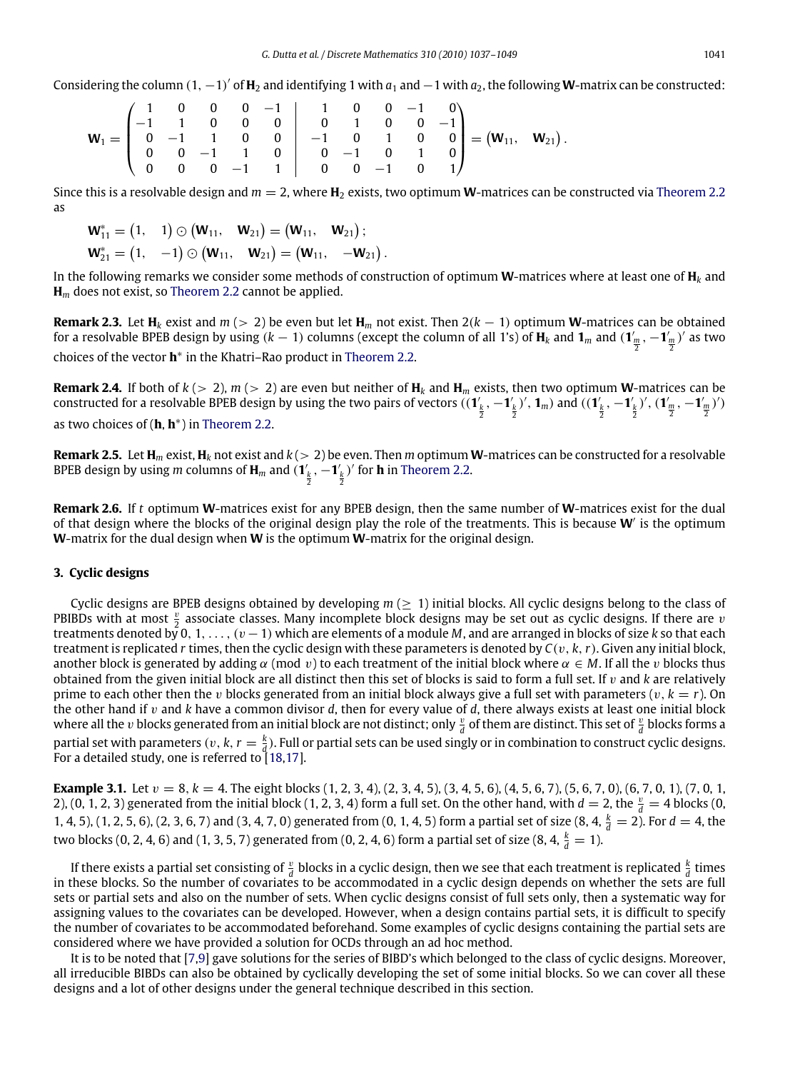Considering the column $(1, -1)'$ of $\mathbf{H}_2$ and identifying 1 with $a_1$ and $-1$ with $a_2$, the following $\mathbf{W}$-matrix can be constructed:

$$\mathbf{W}_1 = \left(\begin{array}{rrrrr|rrrrr} 1 & 0 & 0 & 0 & -1 & 1 & 0 & 0 & -1 & 0 \\ -1 & 1 & 0 & 0 & 0 & 0 & 1 & 0 & 0 & -1 \\ 0 & -1 & 1 & 0 & 0 & -1 & 0 & 1 & 0 & 0 \\ 0 & 0 & -1 & 1 & 0 & 0 & -1 & 0 & 1 & 0 \\ 0 & 0 & 0 & -1 & 1 & 0 & 0 & -1 & 0 & 1 \end{array}\right) = \begin{pmatrix} \mathbf{W}_{11}, & \mathbf{W}_{21} \end{pmatrix}.$$

Since this is a resolvable design and $m = 2$, where $\mathbf{H}_2$ exists, two optimum $\mathbf{W}$-matrices can be constructed via Theorem 2.2 as

$$\mathbf{W}^*_{11} = \begin{pmatrix} 1, & 1 \end{pmatrix} \odot \begin{pmatrix} \mathbf{W}_{11}, & \mathbf{W}_{21} \end{pmatrix} = \begin{pmatrix} \mathbf{W}_{11}, & \mathbf{W}_{21} \end{pmatrix};$$
$$\mathbf{W}^*_{21} = \begin{pmatrix} 1, & -1 \end{pmatrix} \odot \begin{pmatrix} \mathbf{W}_{11}, & \mathbf{W}_{21} \end{pmatrix} = \begin{pmatrix} \mathbf{W}_{11}, & -\mathbf{W}_{21} \end{pmatrix}.$$

In the following remarks we consider some methods of construction of optimum $\mathbf{W}$-matrices where at least one of $\mathbf{H}_k$ and $\mathbf{H}_m$ does not exist, so Theorem 2.2 cannot be applied.

**Remark 2.3.** Let $\mathbf{H}_k$ exist and $m\ (> 2)$ be even but let $\mathbf{H}_m$ not exist. Then $2(k-1)$ optimum $\mathbf{W}$-matrices can be obtained for a resolvable BPEB design by using $(k-1)$ columns (except the column of all 1's) of $\mathbf{H}_k$ and $\mathbf{1}_m$ and $(\mathbf{1}'_{\frac{m}{2}}, -\mathbf{1}'_{\frac{m}{2}})'$ as two choices of the vector $\mathbf{h}^*$ in the Khatri–Rao product in Theorem 2.2.

**Remark 2.4.** If both of $k\ (> 2)$, $m\ (> 2)$ are even but neither of $\mathbf{H}_k$ and $\mathbf{H}_m$ exists, then two optimum $\mathbf{W}$-matrices can be constructed for a resolvable BPEB design by using the two pairs of vectors $((\mathbf{1}'_{\frac{k}{2}}, -\mathbf{1}'_{\frac{k}{2}})', \mathbf{1}_m)$ and $((\mathbf{1}'_{\frac{k}{2}}, -\mathbf{1}'_{\frac{k}{2}})', (\mathbf{1}'_{\frac{m}{2}}, -\mathbf{1}'_{\frac{m}{2}})')$ as two choices of $(\mathbf{h}, \mathbf{h}^*)$ in Theorem 2.2.

**Remark 2.5.** Let $\mathbf{H}_m$ exist, $\mathbf{H}_k$ not exist and $k\ (> 2)$ be even. Then $m$ optimum $\mathbf{W}$-matrices can be constructed for a resolvable BPEB design by using $m$ columns of $\mathbf{H}_m$ and $(\mathbf{1}'_{\frac{k}{2}}, -\mathbf{1}'_{\frac{k}{2}})'$ for $\mathbf{h}$ in Theorem 2.2.

**Remark 2.6.** If $t$ optimum $\mathbf{W}$-matrices exist for any BPEB design, then the same number of $\mathbf{W}$-matrices exist for the dual of that design where the blocks of the original design play the role of the treatments. This is because $\mathbf{W}'$ is the optimum $\mathbf{W}$-matrix for the dual design when $\mathbf{W}$ is the optimum $\mathbf{W}$-matrix for the original design.

## 3. Cyclic designs

Cyclic designs are BPEB designs obtained by developing $m\ (\geq 1)$ initial blocks. All cyclic designs belong to the class of PBIBDs with at most $\frac{v}{2}$ associate classes. Many incomplete block designs may be set out as cyclic designs. If there are $v$ treatments denoted by $0, 1, \ldots, (v-1)$ which are elements of a module $M$, and are arranged in blocks of size $k$ so that each treatment is replicated $r$ times, then the cyclic design with these parameters is denoted by $C(v, k, r)$. Given any initial block, another block is generated by adding $\alpha \pmod{v}$ to each treatment of the initial block where $\alpha \in M$. If all the $v$ blocks thus obtained from the given initial block are all distinct then this set of blocks is said to form a full set. If $v$ and $k$ are relatively prime to each other then the $v$ blocks generated from an initial block always give a full set with parameters $(v, k = r)$. On the other hand if $v$ and $k$ have a common divisor $d$, then for every value of $d$, there always exists at least one initial block where all the $v$ blocks generated from an initial block are not distinct; only $\frac{v}{d}$ of them are distinct. This set of $\frac{v}{d}$ blocks forms a partial set with parameters $(v, k, r = \frac{k}{d})$. Full or partial sets can be used singly or in combination to construct cyclic designs. For a detailed study, one is referred to [18,17].

**Example 3.1.** Let $v = 8$, $k = 4$. The eight blocks (1, 2, 3, 4), (2, 3, 4, 5), (3, 4, 5, 6), (4, 5, 6, 7), (5, 6, 7, 0), (6, 7, 0, 1), (7, 0, 1, 2), (0, 1, 2, 3) generated from the initial block (1, 2, 3, 4) form a full set. On the other hand, with $d = 2$, the $\frac{v}{d} = 4$ blocks (0, 1, 4, 5), (1, 2, 5, 6), (2, 3, 6, 7) and (3, 4, 7, 0) generated from (0, 1, 4, 5) form a partial set of size $(8, 4, \frac{k}{d} = 2)$. For $d = 4$, the two blocks (0, 2, 4, 6) and (1, 3, 5, 7) generated from (0, 2, 4, 6) form a partial set of size $(8, 4, \frac{k}{d} = 1)$.

If there exists a partial set consisting of $\frac{v}{d}$ blocks in a cyclic design, then we see that each treatment is replicated $\frac{k}{d}$ times in these blocks. So the number of covariates to be accommodated in a cyclic design depends on whether the sets are full sets or partial sets and also on the number of sets. When cyclic designs consist of full sets only, then a systematic way for assigning values to the covariates can be developed. However, when a design contains partial sets, it is difficult to specify the number of covariates to be accommodated beforehand. Some examples of cyclic designs containing the partial sets are considered where we have provided a solution for OCDs through an ad hoc method.

It is to be noted that [7,9] gave solutions for the series of BIBD's which belonged to the class of cyclic designs. Moreover, all irreducible BIBDs can also be obtained by cyclically developing the set of some initial blocks. So we can cover all these designs and a lot of other designs under the general technique described in this section.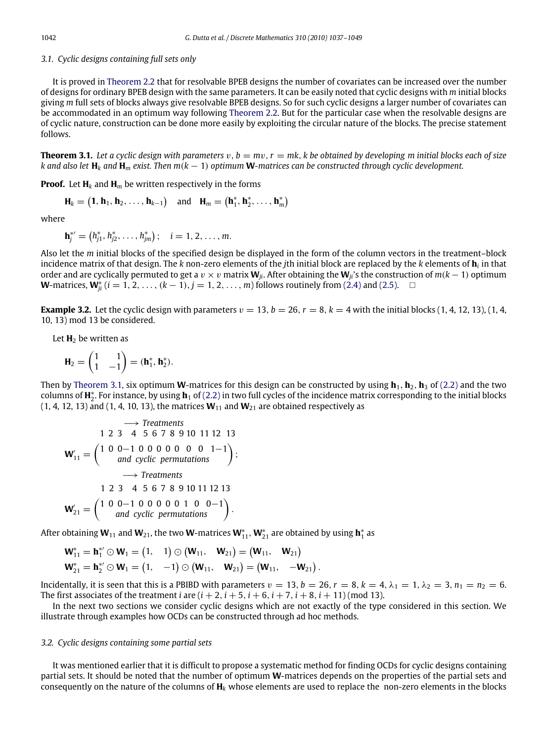### 3.1. Cyclic designs containing full sets only

It is proved in Theorem 2.2 that for resolvable BPEB designs the number of covariates can be increased over the number of designs for ordinary BPEB design with the same parameters. It can be easily noted that cyclic designs with $m$ initial blocks giving $m$ full sets of blocks always give resolvable BPEB designs. So for such cyclic designs a larger number of covariates can be accommodated in an optimum way following Theorem 2.2. But for the particular case when the resolvable designs are of cyclic nature, construction can be done more easily by exploiting the circular nature of the blocks. The precise statement follows.

**Theorem 3.1.** *Let a cyclic design with parameters $v$, $b = mv$, $r = mk$, $k$ be obtained by developing $m$ initial blocks each of size $k$ and also let $\mathbf{H}_k$ and $\mathbf{H}_m$ exist. Then $m(k-1)$ optimum $\mathbf{W}$-matrices can be constructed through cyclic development.*

**Proof.** Let $\mathbf{H}_k$ and $\mathbf{H}_m$ be written respectively in the forms

$$\mathbf{H}_k = \left(\mathbf{1}, \mathbf{h}_1, \mathbf{h}_2, \ldots, \mathbf{h}_{k-1}\right) \quad \text{and} \quad \mathbf{H}_m = \left(\mathbf{h}_1^*, \mathbf{h}_2^*, \ldots, \mathbf{h}_m^*\right)$$

where

$$\mathbf{h}_j^{*\prime} = \left(h_{j1}^*, h_{j2}^*, \ldots, h_{jm}^*\right); \quad i = 1, 2, \ldots, m.$$

Also let the $m$ initial blocks of the specified design be displayed in the form of the column vectors in the treatment–block incidence matrix of that design. The $k$ non-zero elements of the $j$th initial block are replaced by the $k$ elements of $\mathbf{h}_i$ in that order and are cyclically permuted to get a $v \times v$ matrix $\mathbf{W}_{ji}$. After obtaining the $\mathbf{W}_{ji}$'s the construction of $m(k-1)$ optimum $\mathbf{W}$-matrices, $\mathbf{W}_{ji}^*$ $(i = 1, 2, \ldots, (k-1), j = 1, 2, \ldots, m)$ follows routinely from (2.4) and (2.5). □

**Example 3.2.** Let the cyclic design with parameters $v = 13$, $b = 26$, $r = 8$, $k = 4$ with the initial blocks (1, 4, 12, 13), (1, 4, 10, 13) mod 13 be considered.

Let $\mathbf{H}_2$ be written as

$$\mathbf{H}_2 = \begin{pmatrix} 1 & 1 \\ 1 & -1 \end{pmatrix} = (\mathbf{h}_1^*, \mathbf{h}_2^*).$$

Then by Theorem 3.1, six optimum $\mathbf{W}$-matrices for this design can be constructed by using $\mathbf{h}_1$, $\mathbf{h}_2$, $\mathbf{h}_3$ of (2.2) and the two columns of $\mathbf{H}_2^*$. For instance, by using $\mathbf{h}_1$ of (2.2) in two full cycles of the incidence matrix corresponding to the initial blocks (1, 4, 12, 13) and (1, 4, 10, 13), the matrices $\mathbf{W}_{11}$ and $\mathbf{W}_{21}$ are obtained respectively as

$$\begin{array}{c} \longrightarrow \textit{Treatments} \\ \begin{array}{ccccccccccccc} 1 & 2 & 3 & 4 & 5 & 6 & 7 & 8 & 9 & 10 & 11 & 12 & 13 \end{array} \end{array}$$

$$\mathbf{W}_{11}' = \begin{pmatrix} 1 & 0 & 0 & -1 & 0 & 0 & 0 & 0 & 0 & 0 & 0 & 1 & -1 \\ & & & & \multicolumn{5}{c}{\textit{and cyclic permutations}} & & & & \end{pmatrix};$$

$$\begin{array}{c} \longrightarrow \textit{Treatments} \\ \begin{array}{ccccccccccccc} 1 & 2 & 3 & 4 & 5 & 6 & 7 & 8 & 9 & 10 & 11 & 12 & 13 \end{array} \end{array}$$

$$\mathbf{W}_{21}' = \begin{pmatrix} 1 & 0 & 0 & -1 & 0 & 0 & 0 & 0 & 0 & 1 & 0 & 0 & -1 \\ & & & & \multicolumn{5}{c}{\textit{and cyclic permutations}} & & & & \end{pmatrix}.$$

After obtaining $\mathbf{W}_{11}$ and $\mathbf{W}_{21}$, the two $\mathbf{W}$-matrices $\mathbf{W}_{11}^*$, $\mathbf{W}_{21}^*$ are obtained by using $\mathbf{h}_1^*$ as

$$\mathbf{W}_{11}^* = \mathbf{h}_1^{*\prime} \odot \mathbf{W}_1 = \begin{pmatrix} 1, & 1 \end{pmatrix} \odot \begin{pmatrix} \mathbf{W}_{11}, & \mathbf{W}_{21} \end{pmatrix} = \begin{pmatrix} \mathbf{W}_{11}, & \mathbf{W}_{21} \end{pmatrix}$$

$$\mathbf{W}_{21}^* = \mathbf{h}_2^{*\prime} \odot \mathbf{W}_1 = \begin{pmatrix} 1, & -1 \end{pmatrix} \odot \begin{pmatrix} \mathbf{W}_{11}, & \mathbf{W}_{21} \end{pmatrix} = \begin{pmatrix} \mathbf{W}_{11}, & -\mathbf{W}_{21} \end{pmatrix}.$$

Incidentally, it is seen that this is a PBIBD with parameters $v = 13$, $b = 26$, $r = 8$, $k = 4$, $\lambda_1 = 1$, $\lambda_2 = 3$, $n_1 = n_2 = 6$. The first associates of the treatment $i$ are $(i+2, i+5, i+6, i+7, i+8, i+11) \pmod{13}$.

In the next two sections we consider cyclic designs which are not exactly of the type considered in this section. We illustrate through examples how OCDs can be constructed through ad hoc methods.

### 3.2. Cyclic designs containing some partial sets

It was mentioned earlier that it is difficult to propose a systematic method for finding OCDs for cyclic designs containing partial sets. It should be noted that the number of optimum $\mathbf{W}$-matrices depends on the properties of the partial sets and consequently on the nature of the columns of $\mathbf{H}_k$ whose elements are used to replace the non-zero elements in the blocks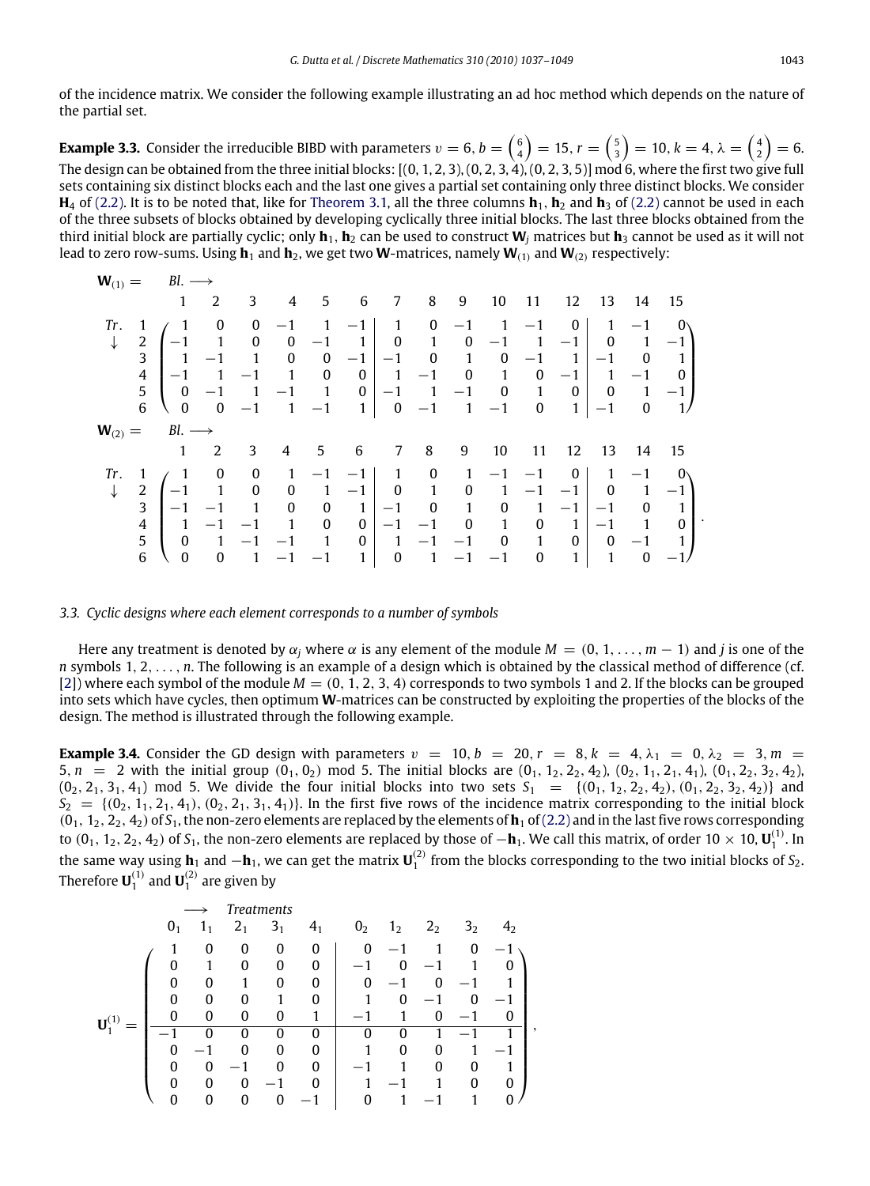of the incidence matrix. We consider the following example illustrating an ad hoc method which depends on the nature of the partial set.

**Example 3.3.** Consider the irreducible BIBD with parameters $v = 6, b = \binom{6}{4} = 15, r = \binom{5}{3} = 10, k = 4, \lambda = \binom{4}{2} = 6$. The design can be obtained from the three initial blocks: $[(0, 1, 2, 3), (0, 2, 3, 4), (0, 2, 3, 5)] \bmod 6$, where the first two give full sets containing six distinct blocks each and the last one gives a partial set containing only three distinct blocks. We consider $\mathbf{H}_4$ of (2.2). It is to be noted that, like for Theorem 3.1, all the three columns $\mathbf{h}_1$, $\mathbf{h}_2$ and $\mathbf{h}_3$ of (2.2) cannot be used in each of the three subsets of blocks obtained by developing cyclically three initial blocks. The last three blocks obtained from the third initial block are partially cyclic; only $\mathbf{h}_1$, $\mathbf{h}_2$ can be used to construct $\mathbf{W}_j$ matrices but $\mathbf{h}_3$ cannot be used as it will not lead to zero row-sums. Using $\mathbf{h}_1$ and $\mathbf{h}_2$, we get two $\mathbf{W}$-matrices, namely $\mathbf{W}_{(1)}$ and $\mathbf{W}_{(2)}$ respectively:

$$
\mathbf{W}_{(1)} = \begin{array}{c} \\ Tr.\ \downarrow \end{array}
\begin{array}{c} Bl. \longrightarrow \\
\begin{array}{c|ccccccccccccccc}
 & 1 & 2 & 3 & 4 & 5 & 6 & 7 & 8 & 9 & 10 & 11 & 12 & 13 & 14 & 15 \\ \hline
1 & 1 & 0 & 0 & -1 & 1 & -1 & 1 & 0 & -1 & 1 & -1 & 0 & 1 & -1 & 0 \\
2 & -1 & 1 & 0 & 0 & -1 & 1 & 0 & 1 & 0 & -1 & 1 & -1 & 0 & 1 & -1 \\
3 & 1 & -1 & 1 & 0 & 0 & -1 & -1 & 0 & 1 & 0 & -1 & 1 & -1 & 0 & 1 \\
4 & -1 & 1 & -1 & 1 & 0 & 0 & 1 & -1 & 0 & 1 & 0 & -1 & 1 & -1 & 0 \\
5 & 0 & -1 & 1 & -1 & 1 & 0 & -1 & 1 & -1 & 0 & 1 & 0 & 0 & 1 & -1 \\
6 & 0 & 0 & -1 & 1 & -1 & 1 & 0 & -1 & 1 & -1 & 0 & 1 & -1 & 0 & 1
\end{array}
\end{array}
$$

$$
\mathbf{W}_{(2)} = \begin{array}{c} \\ Tr.\ \downarrow \end{array}
\begin{array}{c} Bl. \longrightarrow \\
\begin{array}{c|ccccccccccccccc}
 & 1 & 2 & 3 & 4 & 5 & 6 & 7 & 8 & 9 & 10 & 11 & 12 & 13 & 14 & 15 \\ \hline
1 & 1 & 0 & 0 & 1 & -1 & -1 & 1 & 0 & 1 & -1 & -1 & 0 & 1 & -1 & 0 \\
2 & -1 & 1 & 0 & 0 & 1 & -1 & 0 & 1 & 0 & 1 & -1 & -1 & 0 & 1 & -1 \\
3 & -1 & -1 & 1 & 0 & 0 & 1 & -1 & 0 & 1 & 0 & 1 & -1 & -1 & 0 & 1 \\
4 & 1 & -1 & -1 & 1 & 0 & 0 & -1 & -1 & 0 & 1 & 0 & 1 & -1 & 1 & 0 \\
5 & 0 & 1 & -1 & -1 & 1 & 0 & 1 & -1 & -1 & 0 & 1 & 0 & 0 & -1 & 1 \\
6 & 0 & 0 & 1 & -1 & -1 & 1 & 0 & 1 & -1 & -1 & 0 & 1 & 1 & 0 & -1
\end{array}
\end{array}.
$$

### 3.3. Cyclic designs where each element corresponds to a number of symbols

Here any treatment is denoted by $\alpha_j$ where $\alpha$ is any element of the module $M = (0, 1, \ldots, m-1)$ and $j$ is one of the $n$ symbols $1, 2, \ldots, n$. The following is an example of a design which is obtained by the classical method of difference (cf. [2]) where each symbol of the module $M = (0, 1, 2, 3, 4)$ corresponds to two symbols 1 and 2. If the blocks can be grouped into sets which have cycles, then optimum $\mathbf{W}$-matrices can be constructed by exploiting the properties of the blocks of the design. The method is illustrated through the following example.

**Example 3.4.** Consider the GD design with parameters $v = 10, b = 20, r = 8, k = 4, \lambda_1 = 0, \lambda_2 = 3, m = 5, n = 2$ with the initial group $(0_1, 0_2) \bmod 5$. The initial blocks are $(0_1, 1_2, 2_2, 4_2)$, $(0_2, 1_1, 2_1, 4_1)$, $(0_1, 2_2, 3_2, 4_2)$, $(0_2, 2_1, 3_1, 4_1) \bmod 5$. We divide the four initial blocks into two sets $S_1 = \{(0_1, 1_2, 2_2, 4_2), (0_1, 2_2, 3_2, 4_2)\}$ and $S_2 = \{(0_2, 1_1, 2_1, 4_1), (0_2, 2_1, 3_1, 4_1)\}$. In the first five rows of the incidence matrix corresponding to the initial block $(0_1, 1_2, 2_2, 4_2)$ of $S_1$, the non-zero elements are replaced by the elements of $\mathbf{h}_1$ of (2.2) and in the last five rows corresponding to $(0_1, 1_2, 2_2, 4_2)$ of $S_1$, the non-zero elements are replaced by those of $-\mathbf{h}_1$. We call this matrix, of order $10 \times 10$, $\mathbf{U}_1^{(1)}$. In the same way using $\mathbf{h}_1$ and $-\mathbf{h}_1$, we can get the matrix $\mathbf{U}_1^{(2)}$ from the blocks corresponding to the two initial blocks of $S_2$. Therefore $\mathbf{U}_1^{(1)}$ and $\mathbf{U}_1^{(2)}$ are given by

$$
\mathbf{U}_1^{(1)} = 
\begin{array}{c} \longrightarrow\ Treatments \\
\begin{array}{ccccc|ccccc}
0_1 & 1_1 & 2_1 & 3_1 & 4_1 & 0_2 & 1_2 & 2_2 & 3_2 & 4_2
\end{array} \\
\left(\begin{array}{ccccc|ccccc}
1 & 0 & 0 & 0 & 0 & 0 & -1 & 1 & 0 & -1 \\
0 & 1 & 0 & 0 & 0 & -1 & 0 & -1 & 1 & 0 \\
0 & 0 & 1 & 0 & 0 & 0 & -1 & 0 & -1 & 1 \\
0 & 0 & 0 & 1 & 0 & 1 & 0 & -1 & 0 & -1 \\
0 & 0 & 0 & 0 & 1 & -1 & 1 & 0 & -1 & 0 \\ \hline
-1 & 0 & 0 & 0 & 0 & 0 & 0 & 1 & -1 & 1 \\
0 & -1 & 0 & 0 & 0 & 1 & 0 & 0 & 1 & -1 \\
0 & 0 & -1 & 0 & 0 & -1 & 1 & 0 & 0 & 1 \\
0 & 0 & 0 & -1 & 0 & 1 & -1 & 1 & 0 & 0 \\
0 & 0 & 0 & 0 & -1 & 0 & 1 & -1 & 1 & 0
\end{array}\right)
\end{array},
$$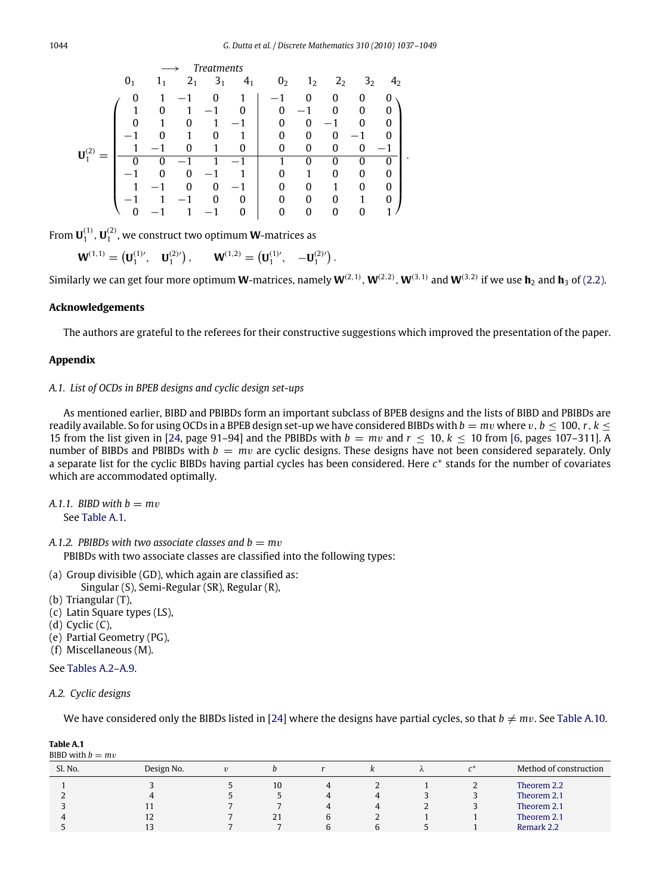$$
\mathbf{U}_1^{(2)} = \left(\begin{array}{ccccc|ccccc}
0_1 & 1_1 & 2_1 & 3_1 & 4_1 & 0_2 & 1_2 & 2_2 & 3_2 & 4_2 \\
0 & 1 & -1 & 0 & 1 & -1 & 0 & 0 & 0 & 0 \\
1 & 0 & 1 & -1 & 0 & 0 & -1 & 0 & 0 & 0 \\
0 & 1 & 0 & 1 & -1 & 0 & 0 & -1 & 0 & 0 \\
-1 & 0 & 1 & 0 & 1 & 0 & 0 & 0 & -1 & 0 \\
1 & -1 & 0 & 1 & 0 & 0 & 0 & 0 & 0 & -1 \\
\hline
0 & 0 & -1 & 1 & -1 & 1 & 0 & 0 & 0 & 0 \\
-1 & 0 & 0 & -1 & 1 & 0 & 1 & 0 & 0 & 0 \\
1 & -1 & 0 & 0 & -1 & 0 & 0 & 1 & 0 & 0 \\
-1 & 1 & -1 & 0 & 0 & 0 & 0 & 0 & 1 & 0 \\
0 & -1 & 1 & -1 & 0 & 0 & 0 & 0 & 0 & 1
\end{array}\right).
$$

(Columns indexed by Treatments $0_1, 1_1, 2_1, 3_1, 4_1, 0_2, 1_2, 2_2, 3_2, 4_2$.)

From $\mathbf{U}_1^{(1)}, \mathbf{U}_1^{(2)}$, we construct two optimum **W**-matrices as

$$
\mathbf{W}^{(1,1)} = \left(\mathbf{U}_1^{(1)\prime}, \quad \mathbf{U}_1^{(2)\prime}\right), \qquad \mathbf{W}^{(1,2)} = \left(\mathbf{U}_1^{(1)\prime}, \quad -\mathbf{U}_1^{(2)\prime}\right).
$$

Similarly we can get four more optimum **W**-matrices, namely $\mathbf{W}^{(2,1)}$, $\mathbf{W}^{(2,2)}$, $\mathbf{W}^{(3,1)}$ and $\mathbf{W}^{(3,2)}$ if we use $\mathbf{h}_2$ and $\mathbf{h}_3$ of (2.2).

### Acknowledgements

The authors are grateful to the referees for their constructive suggestions which improved the presentation of the paper.

### Appendix

#### *A.1. List of OCDs in BPEB designs and cyclic design set-ups*

As mentioned earlier, BIBD and PBIBDs form an important subclass of BPEB designs and the lists of BIBD and PBIBDs are readily available. So for using OCDs in a BPEB design set-up we have considered BIBDs with $b = mv$ where $v, b \leq 100$, $r, k \leq 15$ from the list given in [24, page 91–94] and the PBIBDs with $b = mv$ and $r \leq 10$, $k \leq 10$ from [6, pages 107–311]. A number of BIBDs and PBIBDs with $b = mv$ are cyclic designs. These designs have not been considered separately. Only a separate list for the cyclic BIBDs having partial cycles has been considered. Here $c^*$ stands for the number of covariates which are accommodated optimally.

*A.1.1. BIBD with $b = mv$*

See Table A.1.

*A.1.2. PBIBDs with two associate classes and $b = mv$*

PBIBDs with two associate classes are classified into the following types:

(a) Group divisible (GD), which again are classified as:
  Singular (S), Semi-Regular (SR), Regular (R),
(b) Triangular (T),
(c) Latin Square types (LS),
(d) Cyclic (C),
(e) Partial Geometry (PG),
(f) Miscellaneous (M).

See Tables A.2–A.9.

#### *A.2. Cyclic designs*

We have considered only the BIBDs listed in [24] where the designs have partial cycles, so that $b \neq mv$. See Table A.10.

**Table A.1**
BIBD with $b = mv$

| Sl. No. | Design No. | $v$ | $b$ | $r$ | $k$ | $\lambda$ | $c^*$ | Method of construction |
|---|---|---|---|---|---|---|---|---|
| 1 | 3 | 5 | 10 | 4 | 2 | 1 | 2 | Theorem 2.2 |
| 2 | 4 | 5 | 5 | 4 | 4 | 3 | 3 | Theorem 2.1 |
| 3 | 11 | 7 | 7 | 4 | 4 | 2 | 3 | Theorem 2.1 |
| 4 | 12 | 7 | 21 | 6 | 2 | 1 | 1 | Theorem 2.1 |
| 5 | 13 | 7 | 7 | 6 | 6 | 5 | 1 | Remark 2.2 |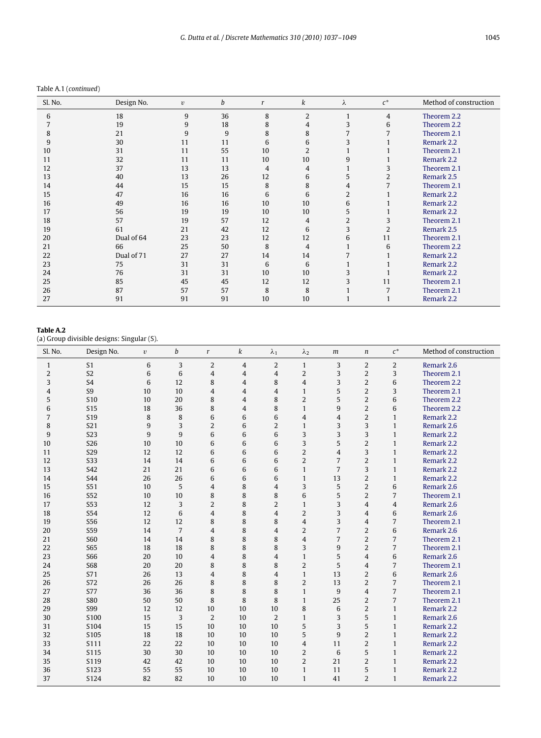Table A.1 (*continued*)

| Sl. No. | Design No. | $v$ | $b$ | $r$ | $k$ | $\lambda$ | $c^*$ | Method of construction |
|---|---|---|---|---|---|---|---|---|
| 6 | 18 | 9 | 36 | 8 | 2 | 1 | 4 | Theorem 2.2 |
| 7 | 19 | 9 | 18 | 8 | 4 | 3 | 6 | Theorem 2.2 |
| 8 | 21 | 9 | 9 | 8 | 8 | 7 | 7 | Theorem 2.1 |
| 9 | 30 | 11 | 11 | 6 | 6 | 3 | 1 | Remark 2.2 |
| 10 | 31 | 11 | 55 | 10 | 2 | 1 | 1 | Theorem 2.1 |
| 11 | 32 | 11 | 11 | 10 | 10 | 9 | 1 | Remark 2.2 |
| 12 | 37 | 13 | 13 | 4 | 4 | 1 | 3 | Theorem 2.1 |
| 13 | 40 | 13 | 26 | 12 | 6 | 5 | 2 | Remark 2.5 |
| 14 | 44 | 15 | 15 | 8 | 8 | 4 | 7 | Theorem 2.1 |
| 15 | 47 | 16 | 16 | 6 | 6 | 2 | 1 | Remark 2.2 |
| 16 | 49 | 16 | 16 | 10 | 10 | 6 | 1 | Remark 2.2 |
| 17 | 56 | 19 | 19 | 10 | 10 | 5 | 1 | Remark 2.2 |
| 18 | 57 | 19 | 57 | 12 | 4 | 2 | 3 | Theorem 2.1 |
| 19 | 61 | 21 | 42 | 12 | 6 | 3 | 2 | Remark 2.5 |
| 20 | Dual of 64 | 23 | 23 | 12 | 12 | 6 | 11 | Theorem 2.1 |
| 21 | 66 | 25 | 50 | 8 | 4 | 1 | 6 | Theorem 2.2 |
| 22 | Dual of 71 | 27 | 27 | 14 | 14 | 7 | 1 | Remark 2.2 |
| 23 | 75 | 31 | 31 | 6 | 6 | 1 | 1 | Remark 2.2 |
| 24 | 76 | 31 | 31 | 10 | 10 | 3 | 1 | Remark 2.2 |
| 25 | 85 | 45 | 45 | 12 | 12 | 3 | 11 | Theorem 2.1 |
| 26 | 87 | 57 | 57 | 8 | 8 | 1 | 7 | Theorem 2.1 |
| 27 | 91 | 91 | 91 | 10 | 10 | 1 | 1 | Remark 2.2 |

**Table A.2**
(a) Group divisible designs: Singular (S).

| Sl. No. | Design No. | $v$ | $b$ | $r$ | $k$ | $\lambda_1$ | $\lambda_2$ | $m$ | $n$ | $c^*$ | Method of construction |
|---|---|---|---|---|---|---|---|---|---|---|---|
| 1 | S1 | 6 | 3 | 2 | 4 | 2 | 1 | 3 | 2 | 2 | Remark 2.6 |
| 2 | S2 | 6 | 6 | 4 | 4 | 4 | 2 | 3 | 2 | 3 | Theorem 2.1 |
| 3 | S4 | 6 | 12 | 8 | 4 | 8 | 4 | 3 | 2 | 6 | Theorem 2.2 |
| 4 | S9 | 10 | 10 | 4 | 4 | 4 | 1 | 5 | 2 | 3 | Theorem 2.1 |
| 5 | S10 | 10 | 20 | 8 | 4 | 8 | 2 | 5 | 2 | 6 | Theorem 2.2 |
| 6 | S15 | 18 | 36 | 8 | 4 | 8 | 1 | 9 | 2 | 6 | Theorem 2.2 |
| 7 | S19 | 8 | 8 | 6 | 6 | 6 | 4 | 4 | 2 | 1 | Remark 2.2 |
| 8 | S21 | 9 | 3 | 2 | 6 | 2 | 1 | 3 | 3 | 1 | Remark 2.6 |
| 9 | S23 | 9 | 9 | 6 | 6 | 6 | 3 | 3 | 3 | 1 | Remark 2.2 |
| 10 | S26 | 10 | 10 | 6 | 6 | 6 | 3 | 5 | 2 | 1 | Remark 2.2 |
| 11 | S29 | 12 | 12 | 6 | 6 | 6 | 2 | 4 | 3 | 1 | Remark 2.2 |
| 12 | S33 | 14 | 14 | 6 | 6 | 6 | 2 | 7 | 2 | 1 | Remark 2.2 |
| 13 | S42 | 21 | 21 | 6 | 6 | 6 | 1 | 7 | 3 | 1 | Remark 2.2 |
| 14 | S44 | 26 | 26 | 6 | 6 | 6 | 1 | 13 | 2 | 1 | Remark 2.2 |
| 15 | S51 | 10 | 5 | 4 | 8 | 4 | 3 | 5 | 2 | 6 | Remark 2.6 |
| 16 | S52 | 10 | 10 | 8 | 8 | 8 | 6 | 5 | 2 | 7 | Theorem 2.1 |
| 17 | S53 | 12 | 3 | 2 | 8 | 2 | 1 | 3 | 4 | 4 | Remark 2.6 |
| 18 | S54 | 12 | 6 | 4 | 8 | 4 | 2 | 3 | 4 | 6 | Remark 2.6 |
| 19 | S56 | 12 | 12 | 8 | 8 | 8 | 4 | 3 | 4 | 7 | Theorem 2.1 |
| 20 | S59 | 14 | 7 | 4 | 8 | 4 | 2 | 7 | 2 | 6 | Remark 2.6 |
| 21 | S60 | 14 | 14 | 8 | 8 | 8 | 4 | 7 | 2 | 7 | Theorem 2.1 |
| 22 | S65 | 18 | 18 | 8 | 8 | 8 | 3 | 9 | 2 | 7 | Theorem 2.1 |
| 23 | S66 | 20 | 10 | 4 | 8 | 4 | 1 | 5 | 4 | 6 | Remark 2.6 |
| 24 | S68 | 20 | 20 | 8 | 8 | 8 | 2 | 5 | 4 | 7 | Theorem 2.1 |
| 25 | S71 | 26 | 13 | 4 | 8 | 4 | 1 | 13 | 2 | 6 | Remark 2.6 |
| 26 | S72 | 26 | 26 | 8 | 8 | 8 | 2 | 13 | 2 | 7 | Theorem 2.1 |
| 27 | S77 | 36 | 36 | 8 | 8 | 8 | 1 | 9 | 4 | 7 | Theorem 2.1 |
| 28 | S80 | 50 | 50 | 8 | 8 | 8 | 1 | 25 | 2 | 7 | Theorem 2.1 |
| 29 | S99 | 12 | 12 | 10 | 10 | 10 | 8 | 6 | 2 | 1 | Remark 2.2 |
| 30 | S100 | 15 | 3 | 2 | 10 | 2 | 1 | 3 | 5 | 1 | Remark 2.6 |
| 31 | S104 | 15 | 15 | 10 | 10 | 10 | 5 | 3 | 5 | 1 | Remark 2.2 |
| 32 | S105 | 18 | 18 | 10 | 10 | 10 | 5 | 9 | 2 | 1 | Remark 2.2 |
| 33 | S111 | 22 | 22 | 10 | 10 | 10 | 4 | 11 | 2 | 1 | Remark 2.2 |
| 34 | S115 | 30 | 30 | 10 | 10 | 10 | 2 | 6 | 5 | 1 | Remark 2.2 |
| 35 | S119 | 42 | 42 | 10 | 10 | 10 | 2 | 21 | 2 | 1 | Remark 2.2 |
| 36 | S123 | 55 | 55 | 10 | 10 | 10 | 1 | 11 | 5 | 1 | Remark 2.2 |
| 37 | S124 | 82 | 82 | 10 | 10 | 10 | 1 | 41 | 2 | 1 | Remark 2.2 |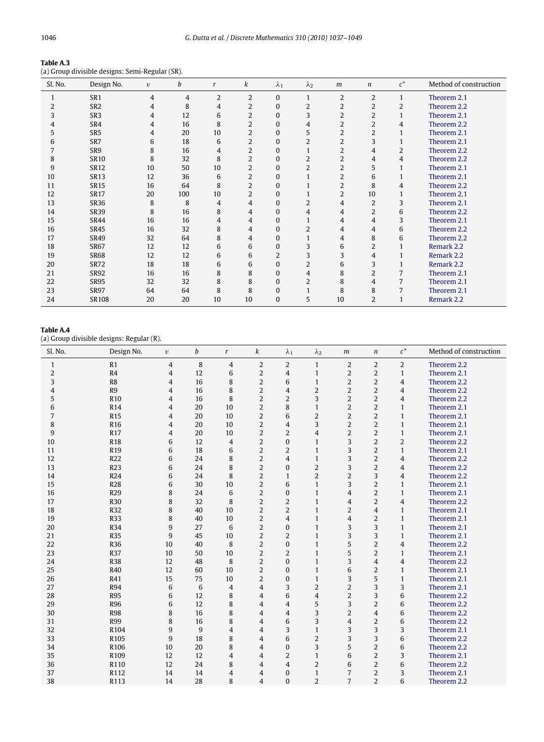**Table A.3**
(a) Group divisible designs: Semi-Regular (SR).

| Sl. No. | Design No. | $v$ | $b$ | $r$ | $k$ | $\lambda_1$ | $\lambda_2$ | $m$ | $n$ | $c^*$ | Method of construction |
|---|---|---|---|---|---|---|---|---|---|---|---|
| 1 | SR1 | 4 | 4 | 2 | 2 | 0 | 1 | 2 | 2 | 1 | Theorem 2.1 |
| 2 | SR2 | 4 | 8 | 4 | 2 | 0 | 2 | 2 | 2 | 2 | Theorem 2.2 |
| 3 | SR3 | 4 | 12 | 6 | 2 | 0 | 3 | 2 | 2 | 1 | Theorem 2.1 |
| 4 | SR4 | 4 | 16 | 8 | 2 | 0 | 4 | 2 | 2 | 4 | Theorem 2.2 |
| 5 | SR5 | 4 | 20 | 10 | 2 | 0 | 5 | 2 | 2 | 1 | Theorem 2.1 |
| 6 | SR7 | 6 | 18 | 6 | 2 | 0 | 2 | 2 | 3 | 1 | Theorem 2.1 |
| 7 | SR9 | 8 | 16 | 4 | 2 | 0 | 1 | 2 | 4 | 2 | Theorem 2.2 |
| 8 | SR10 | 8 | 32 | 8 | 2 | 0 | 2 | 2 | 4 | 4 | Theorem 2.2 |
| 9 | SR12 | 10 | 50 | 10 | 2 | 0 | 2 | 2 | 5 | 1 | Theorem 2.1 |
| 10 | SR13 | 12 | 36 | 6 | 2 | 0 | 1 | 2 | 6 | 1 | Theorem 2.1 |
| 11 | SR15 | 16 | 64 | 8 | 2 | 0 | 1 | 2 | 8 | 4 | Theorem 2.2 |
| 12 | SR17 | 20 | 100 | 10 | 2 | 0 | 1 | 2 | 10 | 1 | Theorem 2.1 |
| 13 | SR36 | 8 | 8 | 4 | 4 | 0 | 2 | 4 | 2 | 3 | Theorem 2.1 |
| 14 | SR39 | 8 | 16 | 8 | 4 | 0 | 4 | 4 | 2 | 6 | Theorem 2.2 |
| 15 | SR44 | 16 | 16 | 4 | 4 | 0 | 1 | 4 | 4 | 3 | Theorem 2.1 |
| 16 | SR45 | 16 | 32 | 8 | 4 | 0 | 2 | 4 | 4 | 6 | Theorem 2.2 |
| 17 | SR49 | 32 | 64 | 8 | 4 | 0 | 1 | 4 | 8 | 6 | Theorem 2.2 |
| 18 | SR67 | 12 | 12 | 6 | 6 | 0 | 3 | 6 | 2 | 1 | Remark 2.2 |
| 19 | SR68 | 12 | 12 | 6 | 6 | 2 | 3 | 3 | 4 | 1 | Remark 2.2 |
| 20 | SR72 | 18 | 18 | 6 | 6 | 0 | 2 | 6 | 3 | 1 | Remark 2.2 |
| 21 | SR92 | 16 | 16 | 8 | 8 | 0 | 4 | 8 | 2 | 7 | Theorem 2.1 |
| 22 | SR95 | 32 | 32 | 8 | 8 | 0 | 2 | 8 | 4 | 7 | Theorem 2.1 |
| 23 | SR97 | 64 | 64 | 8 | 8 | 0 | 1 | 8 | 8 | 7 | Theorem 2.1 |
| 24 | SR108 | 20 | 20 | 10 | 10 | 0 | 5 | 10 | 2 | 1 | Remark 2.2 |

**Table A.4**
(a) Group divisible designs: Regular (R).

| Sl. No. | Design No. | $v$ | $b$ | $r$ | $k$ | $\lambda_1$ | $\lambda_2$ | $m$ | $n$ | $c^*$ | Method of construction |
|---|---|---|---|---|---|---|---|---|---|---|---|
| 1 | R1 | 4 | 8 | 4 | 2 | 2 | 1 | 2 | 2 | 2 | Theorem 2.2 |
| 2 | R4 | 4 | 12 | 6 | 2 | 4 | 1 | 2 | 2 | 1 | Theorem 2.1 |
| 3 | R8 | 4 | 16 | 8 | 2 | 6 | 1 | 2 | 2 | 4 | Theorem 2.2 |
| 4 | R9 | 4 | 16 | 8 | 2 | 4 | 2 | 2 | 2 | 4 | Theorem 2.2 |
| 5 | R10 | 4 | 16 | 8 | 2 | 2 | 3 | 2 | 2 | 4 | Theorem 2.2 |
| 6 | R14 | 4 | 20 | 10 | 2 | 8 | 1 | 2 | 2 | 1 | Theorem 2.1 |
| 7 | R15 | 4 | 20 | 10 | 2 | 6 | 2 | 2 | 2 | 1 | Theorem 2.1 |
| 8 | R16 | 4 | 20 | 10 | 2 | 4 | 3 | 2 | 2 | 1 | Theorem 2.1 |
| 9 | R17 | 4 | 20 | 10 | 2 | 2 | 4 | 2 | 2 | 1 | Theorem 2.1 |
| 10 | R18 | 6 | 12 | 4 | 2 | 0 | 1 | 3 | 2 | 2 | Theorem 2.2 |
| 11 | R19 | 6 | 18 | 6 | 2 | 2 | 1 | 3 | 2 | 1 | Theorem 2.1 |
| 12 | R22 | 6 | 24 | 8 | 2 | 4 | 1 | 3 | 2 | 4 | Theorem 2.2 |
| 13 | R23 | 6 | 24 | 8 | 2 | 0 | 2 | 3 | 2 | 4 | Theorem 2.2 |
| 14 | R24 | 6 | 24 | 8 | 2 | 1 | 2 | 2 | 3 | 4 | Theorem 2.2 |
| 15 | R28 | 6 | 30 | 10 | 2 | 6 | 1 | 3 | 2 | 1 | Theorem 2.1 |
| 16 | R29 | 8 | 24 | 6 | 2 | 0 | 1 | 4 | 2 | 1 | Theorem 2.1 |
| 17 | R30 | 8 | 32 | 8 | 2 | 2 | 1 | 4 | 2 | 4 | Theorem 2.2 |
| 18 | R32 | 8 | 40 | 10 | 2 | 2 | 1 | 2 | 4 | 1 | Theorem 2.1 |
| 19 | R33 | 8 | 40 | 10 | 2 | 4 | 1 | 4 | 2 | 1 | Theorem 2.1 |
| 20 | R34 | 9 | 27 | 6 | 2 | 0 | 1 | 3 | 3 | 1 | Theorem 2.1 |
| 21 | R35 | 9 | 45 | 10 | 2 | 2 | 1 | 3 | 3 | 1 | Theorem 2.1 |
| 22 | R36 | 10 | 40 | 8 | 2 | 0 | 1 | 5 | 2 | 4 | Theorem 2.2 |
| 23 | R37 | 10 | 50 | 10 | 2 | 2 | 1 | 5 | 2 | 1 | Theorem 2.1 |
| 24 | R38 | 12 | 48 | 8 | 2 | 0 | 1 | 3 | 4 | 4 | Theorem 2.2 |
| 25 | R40 | 12 | 60 | 10 | 2 | 0 | 1 | 6 | 2 | 1 | Theorem 2.1 |
| 26 | R41 | 15 | 75 | 10 | 2 | 0 | 1 | 3 | 5 | 1 | Theorem 2.1 |
| 27 | R94 | 6 | 6 | 4 | 4 | 3 | 2 | 2 | 3 | 3 | Theorem 2.1 |
| 28 | R95 | 6 | 12 | 8 | 4 | 6 | 4 | 2 | 3 | 6 | Theorem 2.2 |
| 29 | R96 | 6 | 12 | 8 | 4 | 4 | 5 | 3 | 2 | 6 | Theorem 2.2 |
| 30 | R98 | 8 | 16 | 8 | 4 | 4 | 3 | 2 | 4 | 6 | Theorem 2.2 |
| 31 | R99 | 8 | 16 | 8 | 4 | 6 | 3 | 4 | 2 | 6 | Theorem 2.2 |
| 32 | R104 | 9 | 9 | 4 | 4 | 3 | 1 | 3 | 3 | 3 | Theorem 2.1 |
| 33 | R105 | 9 | 18 | 8 | 4 | 6 | 2 | 3 | 3 | 6 | Theorem 2.2 |
| 34 | R106 | 10 | 20 | 8 | 4 | 0 | 3 | 5 | 2 | 6 | Theorem 2.2 |
| 35 | R109 | 12 | 12 | 4 | 4 | 2 | 1 | 6 | 2 | 3 | Theorem 2.1 |
| 36 | R110 | 12 | 24 | 8 | 4 | 4 | 2 | 6 | 2 | 6 | Theorem 2.2 |
| 37 | R112 | 14 | 14 | 4 | 4 | 0 | 1 | 7 | 2 | 3 | Theorem 2.1 |
| 38 | R113 | 14 | 28 | 8 | 4 | 0 | 2 | 7 | 2 | 6 | Theorem 2.2 |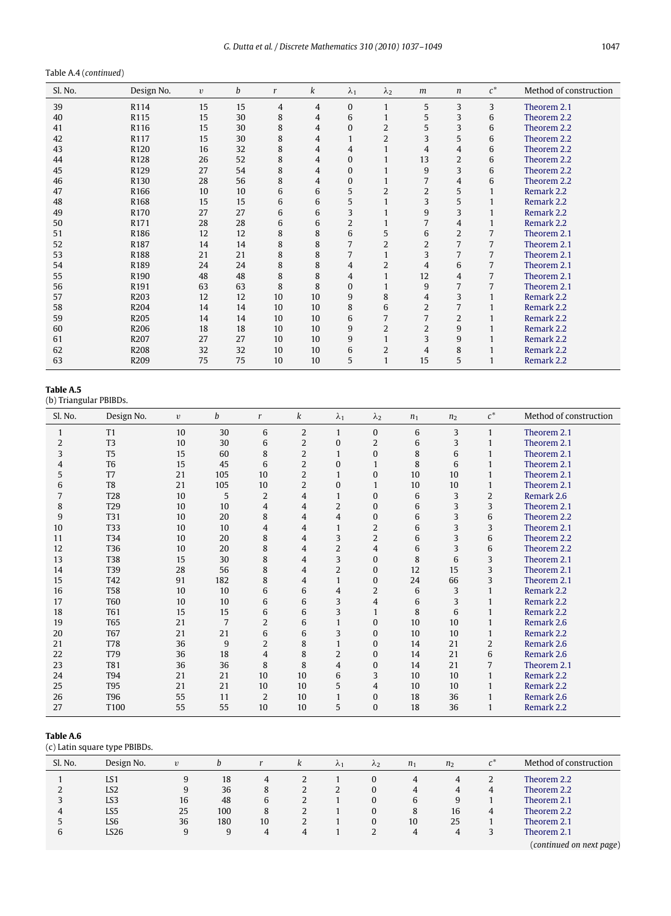Table A.4 (*continued*)

| Sl. No. | Design No. | $v$ | $b$ | $r$ | $k$ | $\lambda_1$ | $\lambda_2$ | $m$ | $n$ | $c^*$ | Method of construction |
|---|---|---|---|---|---|---|---|---|---|---|---|
| 39 | R114 | 15 | 15 | 4 | 4 | 0 | 1 | 5 | 3 | 3 | Theorem 2.1 |
| 40 | R115 | 15 | 30 | 8 | 4 | 6 | 1 | 5 | 3 | 6 | Theorem 2.2 |
| 41 | R116 | 15 | 30 | 8 | 4 | 0 | 2 | 5 | 3 | 6 | Theorem 2.2 |
| 42 | R117 | 15 | 30 | 8 | 4 | 1 | 2 | 3 | 5 | 6 | Theorem 2.2 |
| 43 | R120 | 16 | 32 | 8 | 4 | 4 | 1 | 4 | 4 | 6 | Theorem 2.2 |
| 44 | R128 | 26 | 52 | 8 | 4 | 0 | 1 | 13 | 2 | 6 | Theorem 2.2 |
| 45 | R129 | 27 | 54 | 8 | 4 | 0 | 1 | 9 | 3 | 6 | Theorem 2.2 |
| 46 | R130 | 28 | 56 | 8 | 4 | 0 | 1 | 7 | 4 | 6 | Theorem 2.2 |
| 47 | R166 | 10 | 10 | 6 | 6 | 5 | 2 | 2 | 5 | 1 | Remark 2.2 |
| 48 | R168 | 15 | 15 | 6 | 6 | 5 | 1 | 3 | 5 | 1 | Remark 2.2 |
| 49 | R170 | 27 | 27 | 6 | 6 | 3 | 1 | 9 | 3 | 1 | Remark 2.2 |
| 50 | R171 | 28 | 28 | 6 | 6 | 2 | 1 | 7 | 4 | 1 | Remark 2.2 |
| 51 | R186 | 12 | 12 | 8 | 8 | 6 | 5 | 6 | 2 | 7 | Theorem 2.1 |
| 52 | R187 | 14 | 14 | 8 | 8 | 7 | 2 | 2 | 7 | 7 | Theorem 2.1 |
| 53 | R188 | 21 | 21 | 8 | 8 | 7 | 1 | 3 | 7 | 7 | Theorem 2.1 |
| 54 | R189 | 24 | 24 | 8 | 8 | 4 | 2 | 4 | 6 | 7 | Theorem 2.1 |
| 55 | R190 | 48 | 48 | 8 | 8 | 4 | 1 | 12 | 4 | 7 | Theorem 2.1 |
| 56 | R191 | 63 | 63 | 8 | 8 | 0 | 1 | 9 | 7 | 7 | Theorem 2.1 |
| 57 | R203 | 12 | 12 | 10 | 10 | 9 | 8 | 4 | 3 | 1 | Remark 2.2 |
| 58 | R204 | 14 | 14 | 10 | 10 | 8 | 6 | 2 | 7 | 1 | Remark 2.2 |
| 59 | R205 | 14 | 14 | 10 | 10 | 6 | 7 | 7 | 2 | 1 | Remark 2.2 |
| 60 | R206 | 18 | 18 | 10 | 10 | 9 | 2 | 2 | 9 | 1 | Remark 2.2 |
| 61 | R207 | 27 | 27 | 10 | 10 | 9 | 1 | 3 | 9 | 1 | Remark 2.2 |
| 62 | R208 | 32 | 32 | 10 | 10 | 6 | 2 | 4 | 8 | 1 | Remark 2.2 |
| 63 | R209 | 75 | 75 | 10 | 10 | 5 | 1 | 15 | 5 | 1 | Remark 2.2 |

**Table A.5**
(b) Triangular PBIBDs.

| Sl. No. | Design No. | $v$ | $b$ | $r$ | $k$ | $\lambda_1$ | $\lambda_2$ | $n_1$ | $n_2$ | $c^*$ | Method of construction |
|---|---|---|---|---|---|---|---|---|---|---|---|
| 1 | T1 | 10 | 30 | 6 | 2 | 1 | 0 | 6 | 3 | 1 | Theorem 2.1 |
| 2 | T3 | 10 | 30 | 6 | 2 | 0 | 2 | 6 | 3 | 1 | Theorem 2.1 |
| 3 | T5 | 15 | 60 | 8 | 2 | 1 | 0 | 8 | 6 | 1 | Theorem 2.1 |
| 4 | T6 | 15 | 45 | 6 | 2 | 0 | 1 | 8 | 6 | 1 | Theorem 2.1 |
| 5 | T7 | 21 | 105 | 10 | 2 | 1 | 0 | 10 | 10 | 1 | Theorem 2.1 |
| 6 | T8 | 21 | 105 | 10 | 2 | 0 | 1 | 10 | 10 | 1 | Theorem 2.1 |
| 7 | T28 | 10 | 5 | 2 | 4 | 1 | 0 | 6 | 3 | 2 | Remark 2.6 |
| 8 | T29 | 10 | 10 | 4 | 4 | 2 | 0 | 6 | 3 | 3 | Theorem 2.1 |
| 9 | T31 | 10 | 20 | 8 | 4 | 4 | 0 | 6 | 3 | 6 | Theorem 2.2 |
| 10 | T33 | 10 | 10 | 4 | 4 | 1 | 2 | 6 | 3 | 3 | Theorem 2.1 |
| 11 | T34 | 10 | 20 | 8 | 4 | 3 | 2 | 6 | 3 | 6 | Theorem 2.2 |
| 12 | T36 | 10 | 20 | 8 | 4 | 2 | 4 | 6 | 3 | 6 | Theorem 2.2 |
| 13 | T38 | 15 | 30 | 8 | 4 | 3 | 0 | 8 | 6 | 3 | Theorem 2.1 |
| 14 | T39 | 28 | 56 | 8 | 4 | 2 | 0 | 12 | 15 | 3 | Theorem 2.1 |
| 15 | T42 | 91 | 182 | 8 | 4 | 1 | 0 | 24 | 66 | 3 | Theorem 2.1 |
| 16 | T58 | 10 | 10 | 6 | 6 | 4 | 2 | 6 | 3 | 1 | Remark 2.2 |
| 17 | T60 | 10 | 10 | 6 | 6 | 3 | 4 | 6 | 3 | 1 | Remark 2.2 |
| 18 | T61 | 15 | 15 | 6 | 6 | 3 | 1 | 8 | 6 | 1 | Remark 2.2 |
| 19 | T65 | 21 | 7 | 2 | 6 | 1 | 0 | 10 | 10 | 1 | Remark 2.6 |
| 20 | T67 | 21 | 21 | 6 | 6 | 3 | 0 | 10 | 10 | 1 | Remark 2.2 |
| 21 | T78 | 36 | 9 | 2 | 8 | 1 | 0 | 14 | 21 | 2 | Remark 2.6 |
| 22 | T79 | 36 | 18 | 4 | 8 | 2 | 0 | 14 | 21 | 6 | Remark 2.6 |
| 23 | T81 | 36 | 36 | 8 | 8 | 4 | 0 | 14 | 21 | 7 | Theorem 2.1 |
| 24 | T94 | 21 | 21 | 10 | 10 | 6 | 3 | 10 | 10 | 1 | Remark 2.2 |
| 25 | T95 | 21 | 21 | 10 | 10 | 5 | 4 | 10 | 10 | 1 | Remark 2.2 |
| 26 | T96 | 55 | 11 | 2 | 10 | 1 | 0 | 18 | 36 | 1 | Remark 2.6 |
| 27 | T100 | 55 | 55 | 10 | 10 | 5 | 0 | 18 | 36 | 1 | Remark 2.2 |

**Table A.6**
(c) Latin square type PBIBDs.

| Sl. No. | Design No. | $v$ | $b$ | $r$ | $k$ | $\lambda_1$ | $\lambda_2$ | $n_1$ | $n_2$ | $c^*$ | Method of construction |
|---|---|---|---|---|---|---|---|---|---|---|---|
| 1 | LS1 | 9 | 18 | 4 | 2 | 1 | 0 | 4 | 4 | 2 | Theorem 2.2 |
| 2 | LS2 | 9 | 36 | 8 | 2 | 2 | 0 | 4 | 4 | 4 | Theorem 2.2 |
| 3 | LS3 | 16 | 48 | 6 | 2 | 1 | 0 | 6 | 9 | 1 | Theorem 2.1 |
| 4 | LS5 | 25 | 100 | 8 | 2 | 1 | 0 | 8 | 16 | 4 | Theorem 2.2 |
| 5 | LS6 | 36 | 180 | 10 | 2 | 1 | 0 | 10 | 25 | 1 | Theorem 2.1 |
| 6 | LS26 | 9 | 9 | 4 | 4 | 1 | 2 | 4 | 4 | 3 | Theorem 2.1 |

(*continued on next page*)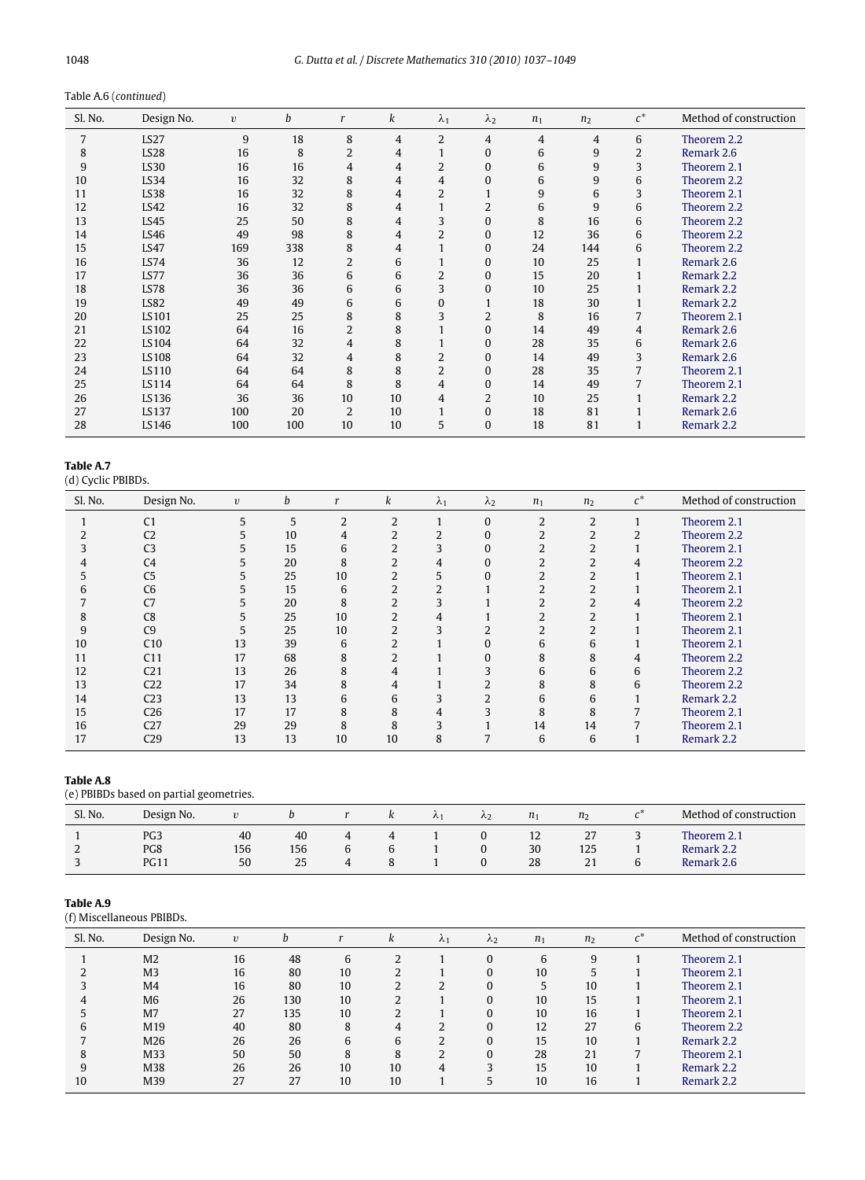Table A.6 (*continued*)

| Sl. No. | Design No. | $v$ | $b$ | $r$ | $k$ | $\lambda_1$ | $\lambda_2$ | $n_1$ | $n_2$ | $c^*$ | Method of construction |
|---|---|---|---|---|---|---|---|---|---|---|---|
| 7 | LS27 | 9 | 18 | 8 | 4 | 2 | 4 | 4 | 4 | 6 | Theorem 2.2 |
| 8 | LS28 | 16 | 8 | 2 | 4 | 1 | 0 | 6 | 9 | 2 | Remark 2.6 |
| 9 | LS30 | 16 | 16 | 4 | 4 | 2 | 0 | 6 | 9 | 3 | Theorem 2.1 |
| 10 | LS34 | 16 | 32 | 8 | 4 | 4 | 0 | 6 | 9 | 6 | Theorem 2.2 |
| 11 | LS38 | 16 | 32 | 8 | 4 | 2 | 1 | 9 | 6 | 3 | Theorem 2.1 |
| 12 | LS42 | 16 | 32 | 8 | 4 | 1 | 2 | 6 | 9 | 6 | Theorem 2.2 |
| 13 | LS45 | 25 | 50 | 8 | 4 | 3 | 0 | 8 | 16 | 6 | Theorem 2.2 |
| 14 | LS46 | 49 | 98 | 8 | 4 | 2 | 0 | 12 | 36 | 6 | Theorem 2.2 |
| 15 | LS47 | 169 | 338 | 8 | 4 | 1 | 0 | 24 | 144 | 6 | Theorem 2.2 |
| 16 | LS74 | 36 | 12 | 2 | 6 | 1 | 0 | 10 | 25 | 1 | Remark 2.6 |
| 17 | LS77 | 36 | 36 | 6 | 6 | 2 | 0 | 15 | 20 | 1 | Remark 2.2 |
| 18 | LS78 | 36 | 36 | 6 | 6 | 3 | 0 | 10 | 25 | 1 | Remark 2.2 |
| 19 | LS82 | 49 | 49 | 6 | 6 | 0 | 1 | 18 | 30 | 1 | Remark 2.2 |
| 20 | LS101 | 25 | 25 | 8 | 8 | 3 | 2 | 8 | 16 | 7 | Theorem 2.1 |
| 21 | LS102 | 64 | 16 | 2 | 8 | 1 | 0 | 14 | 49 | 4 | Remark 2.6 |
| 22 | LS104 | 64 | 32 | 4 | 8 | 1 | 0 | 28 | 35 | 6 | Remark 2.6 |
| 23 | LS108 | 64 | 32 | 4 | 8 | 2 | 0 | 14 | 49 | 3 | Remark 2.6 |
| 24 | LS110 | 64 | 64 | 8 | 8 | 2 | 0 | 28 | 35 | 7 | Theorem 2.1 |
| 25 | LS114 | 64 | 64 | 8 | 8 | 4 | 0 | 14 | 49 | 7 | Theorem 2.1 |
| 26 | LS136 | 36 | 36 | 10 | 10 | 4 | 2 | 10 | 25 | 1 | Remark 2.2 |
| 27 | LS137 | 100 | 20 | 2 | 10 | 1 | 0 | 18 | 81 | 1 | Remark 2.6 |
| 28 | LS146 | 100 | 100 | 10 | 10 | 5 | 0 | 18 | 81 | 1 | Remark 2.2 |

**Table A.7**
(d) Cyclic PBIBDs.

| Sl. No. | Design No. | $v$ | $b$ | $r$ | $k$ | $\lambda_1$ | $\lambda_2$ | $n_1$ | $n_2$ | $c^*$ | Method of construction |
|---|---|---|---|---|---|---|---|---|---|---|---|
| 1 | C1 | 5 | 5 | 2 | 2 | 1 | 0 | 2 | 2 | 1 | Theorem 2.1 |
| 2 | C2 | 5 | 10 | 4 | 2 | 2 | 0 | 2 | 2 | 2 | Theorem 2.2 |
| 3 | C3 | 5 | 15 | 6 | 2 | 3 | 0 | 2 | 2 | 1 | Theorem 2.1 |
| 4 | C4 | 5 | 20 | 8 | 2 | 4 | 0 | 2 | 2 | 4 | Theorem 2.2 |
| 5 | C5 | 5 | 25 | 10 | 2 | 5 | 0 | 2 | 2 | 1 | Theorem 2.1 |
| 6 | C6 | 5 | 15 | 6 | 2 | 2 | 1 | 2 | 2 | 1 | Theorem 2.1 |
| 7 | C7 | 5 | 20 | 8 | 2 | 3 | 1 | 2 | 2 | 4 | Theorem 2.2 |
| 8 | C8 | 5 | 25 | 10 | 2 | 4 | 1 | 2 | 2 | 1 | Theorem 2.1 |
| 9 | C9 | 5 | 25 | 10 | 2 | 3 | 2 | 2 | 2 | 1 | Theorem 2.1 |
| 10 | C10 | 13 | 39 | 6 | 2 | 1 | 0 | 6 | 6 | 1 | Theorem 2.1 |
| 11 | C11 | 17 | 68 | 8 | 2 | 1 | 0 | 8 | 8 | 4 | Theorem 2.2 |
| 12 | C21 | 13 | 26 | 8 | 4 | 1 | 3 | 6 | 6 | 6 | Theorem 2.2 |
| 13 | C22 | 17 | 34 | 8 | 4 | 1 | 2 | 8 | 8 | 6 | Theorem 2.2 |
| 14 | C23 | 13 | 13 | 6 | 6 | 3 | 2 | 6 | 6 | 1 | Remark 2.2 |
| 15 | C26 | 17 | 17 | 8 | 8 | 4 | 3 | 8 | 8 | 7 | Theorem 2.1 |
| 16 | C27 | 29 | 29 | 8 | 8 | 3 | 1 | 14 | 14 | 7 | Theorem 2.1 |
| 17 | C29 | 13 | 13 | 10 | 10 | 8 | 7 | 6 | 6 | 1 | Remark 2.2 |

**Table A.8**
(e) PBIBDs based on partial geometries.

| Sl. No. | Design No. | $v$ | $b$ | $r$ | $k$ | $\lambda_1$ | $\lambda_2$ | $n_1$ | $n_2$ | $c^*$ | Method of construction |
|---|---|---|---|---|---|---|---|---|---|---|---|
| 1 | PG3 | 40 | 40 | 4 | 4 | 1 | 0 | 12 | 27 | 3 | Theorem 2.1 |
| 2 | PG8 | 156 | 156 | 6 | 6 | 1 | 0 | 30 | 125 | 1 | Remark 2.2 |
| 3 | PG11 | 50 | 25 | 4 | 8 | 1 | 0 | 28 | 21 | 6 | Remark 2.6 |

**Table A.9**
(f) Miscellaneous PBIBDs.

| Sl. No. | Design No. | $v$ | $b$ | $r$ | $k$ | $\lambda_1$ | $\lambda_2$ | $n_1$ | $n_2$ | $c^*$ | Method of construction |
|---|---|---|---|---|---|---|---|---|---|---|---|
| 1 | M2 | 16 | 48 | 6 | 2 | 1 | 0 | 6 | 9 | 1 | Theorem 2.1 |
| 2 | M3 | 16 | 80 | 10 | 2 | 1 | 0 | 10 | 5 | 1 | Theorem 2.1 |
| 3 | M4 | 16 | 80 | 10 | 2 | 2 | 0 | 5 | 10 | 1 | Theorem 2.1 |
| 4 | M6 | 26 | 130 | 10 | 2 | 1 | 0 | 10 | 15 | 1 | Theorem 2.1 |
| 5 | M7 | 27 | 135 | 10 | 2 | 1 | 0 | 10 | 16 | 1 | Theorem 2.1 |
| 6 | M19 | 40 | 80 | 8 | 4 | 2 | 0 | 12 | 27 | 6 | Theorem 2.2 |
| 7 | M26 | 26 | 26 | 6 | 6 | 2 | 0 | 15 | 10 | 1 | Remark 2.2 |
| 8 | M33 | 50 | 50 | 8 | 8 | 2 | 0 | 28 | 21 | 7 | Theorem 2.1 |
| 9 | M38 | 26 | 26 | 10 | 10 | 4 | 3 | 15 | 10 | 1 | Remark 2.2 |
| 10 | M39 | 27 | 27 | 10 | 10 | 1 | 5 | 10 | 16 | 1 | Remark 2.2 |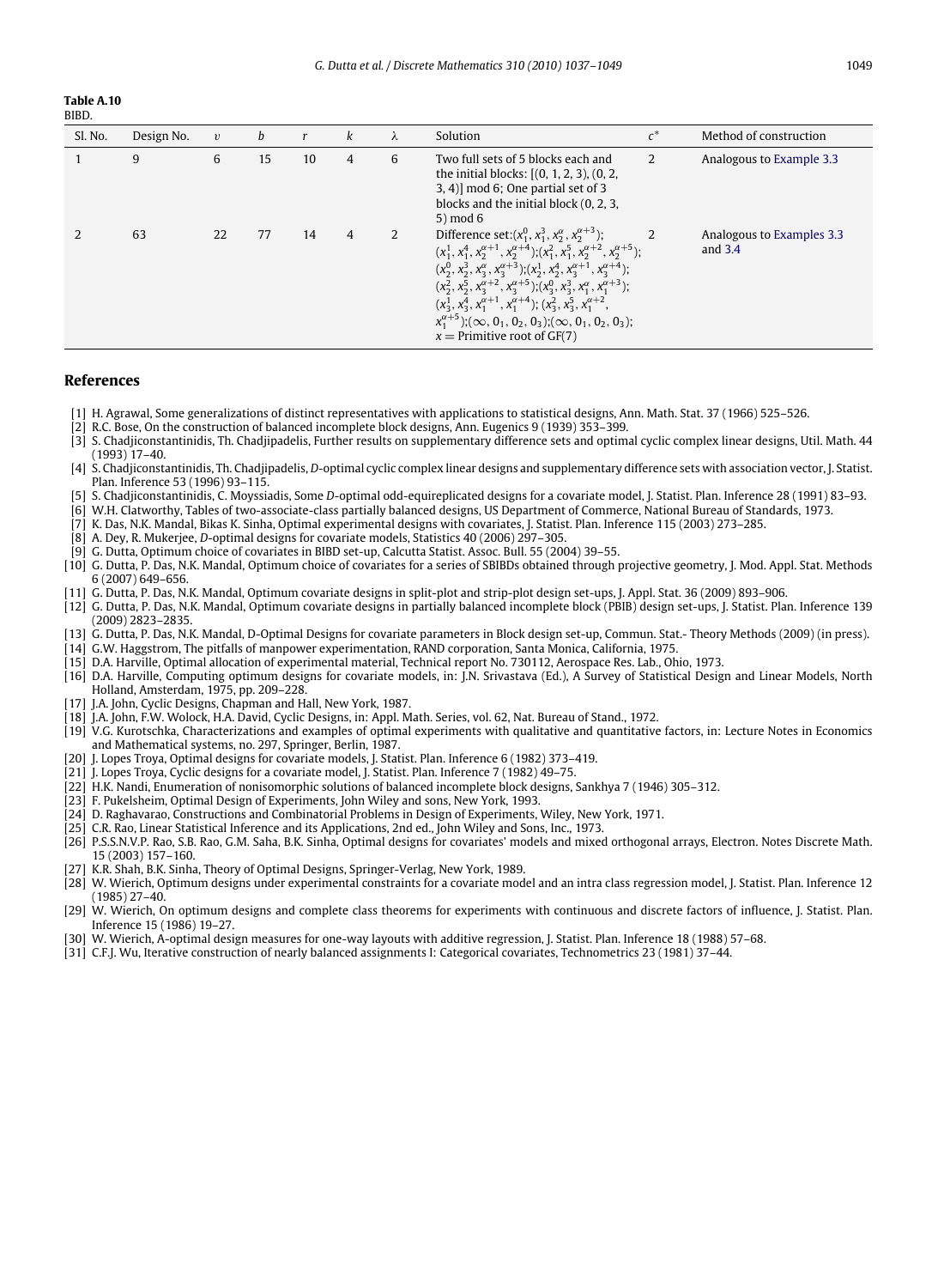**Table A.10**
BIBD.

| Sl. No. | Design No. | $v$ | $b$ | $r$ | $k$ | $\lambda$ | Solution | $c^*$ | Method of construction |
|---|---|---|---|---|---|---|---|---|---|
| 1 | 9 | 6 | 15 | 10 | 4 | 6 | Two full sets of 5 blocks each and the initial blocks: [(0, 1, 2, 3), (0, 2, 3, 4)] mod 6; One partial set of 3 blocks and the initial block (0, 2, 3, 5) mod 6 | 2 | Analogous to Example 3.3 |
| 2 | 63 | 22 | 77 | 14 | 4 | 2 | Difference set:$(x_1^0, x_1^3, x_2^\alpha, x_2^{\alpha+3})$; $(x_1^1, x_1^4, x_2^{\alpha+1}, x_2^{\alpha+4})$;$(x_1^2, x_1^5, x_2^{\alpha+2}, x_2^{\alpha+5})$; $(x_2^0, x_2^3, x_3^\alpha, x_3^{\alpha+3})$;$(x_2^1, x_2^4, x_2^{\alpha+1}, x_3^{\alpha+4})$; $(x_2^2, x_2^5, x_3^{\alpha+2}, x_3^{\alpha+5})$;$(x_3^0, x_3^3, x_1^\alpha, x_1^{\alpha+3})$; $(x_3^1, x_3^4, x_1^{\alpha+1}, x_1^{\alpha+4})$; $(x_3^2, x_3^5, x_1^{\alpha+2}, x_1^{\alpha+5})$;$(\infty, 0_1, 0_2, 0_3)$;$(\infty, 0_1, 0_2, 0_3)$; $x =$ Primitive root of GF(7) | 2 | Analogous to Examples 3.3 and 3.4 |

## References

[1] H. Agrawal, Some generalizations of distinct representatives with applications to statistical designs, Ann. Math. Stat. 37 (1966) 525–526.
[2] R.C. Bose, On the construction of balanced incomplete block designs, Ann. Eugenics 9 (1939) 353–399.
[3] S. Chadjiconstantinidis, Th. Chadjipadelis, Further results on supplementary difference sets and optimal cyclic complex linear designs, Util. Math. 44 (1993) 17–40.
[4] S. Chadjiconstantinidis, Th. Chadjipadelis, *D*-optimal cyclic complex linear designs and supplementary difference sets with association vector, J. Statist. Plan. Inference 53 (1996) 93–115.
[5] S. Chadjiconstantinidis, C. Moyssiadis, Some *D*-optimal odd-equireplicated designs for a covariate model, J. Statist. Plan. Inference 28 (1991) 83–93.
[6] W.H. Clatworthy, Tables of two-associate-class partially balanced designs, US Department of Commerce, National Bureau of Standards, 1973.
[7] K. Das, N.K. Mandal, Bikas K. Sinha, Optimal experimental designs with covariates, J. Statist. Plan. Inference 115 (2003) 273–285.
[8] A. Dey, R. Mukerjee, *D*-optimal designs for covariate models, Statistics 40 (2006) 297–305.
[9] G. Dutta, Optimum choice of covariates in BIBD set-up, Calcutta Statist. Assoc. Bull. 55 (2004) 39–55.
[10] G. Dutta, P. Das, N.K. Mandal, Optimum choice of covariates for a series of SBIBDs obtained through projective geometry, J. Mod. Appl. Stat. Methods 6 (2007) 649–656.
[11] G. Dutta, P. Das, N.K. Mandal, Optimum covariate designs in split-plot and strip-plot design set-ups, J. Appl. Stat. 36 (2009) 893–906.
[12] G. Dutta, P. Das, N.K. Mandal, Optimum covariate designs in partially balanced incomplete block (PBIB) design set-ups, J. Statist. Plan. Inference 139 (2009) 2823–2835.
[13] G. Dutta, P. Das, N.K. Mandal, D-Optimal Designs for covariate parameters in Block design set-up, Commun. Stat.- Theory Methods (2009) (in press).
[14] G.W. Haggstrom, The pitfalls of manpower experimentation, RAND corporation, Santa Monica, California, 1975.
[15] D.A. Harville, Optimal allocation of experimental material, Technical report No. 730112, Aerospace Res. Lab., Ohio, 1973.
[16] D.A. Harville, Computing optimum designs for covariate models, in: J.N. Srivastava (Ed.), A Survey of Statistical Design and Linear Models, North Holland, Amsterdam, 1975, pp. 209–228.
[17] J.A. John, Cyclic Designs, Chapman and Hall, New York, 1987.
[18] J.A. John, F.W. Wolock, H.A. David, Cyclic Designs, in: Appl. Math. Series, vol. 62, Nat. Bureau of Stand., 1972.
[19] V.G. Kurotschka, Characterizations and examples of optimal experiments with qualitative and quantitative factors, in: Lecture Notes in Economics and Mathematical systems, no. 297, Springer, Berlin, 1987.
[20] J. Lopes Troya, Optimal designs for covariate models, J. Statist. Plan. Inference 6 (1982) 373–419.
[21] J. Lopes Troya, Cyclic designs for a covariate model, J. Statist. Plan. Inference 7 (1982) 49–75.
[22] H.K. Nandi, Enumeration of nonisomorphic solutions of balanced incomplete block designs, Sankhya 7 (1946) 305–312.
[23] F. Pukelsheim, Optimal Design of Experiments, John Wiley and sons, New York, 1993.
[24] D. Raghavarao, Constructions and Combinatorial Problems in Design of Experiments, Wiley, New York, 1971.
[25] C.R. Rao, Linear Statistical Inference and its Applications, 2nd ed., John Wiley and Sons, Inc., 1973.
[26] P.S.S.N.V.P. Rao, S.B. Rao, G.M. Saha, B.K. Sinha, Optimal designs for covariates' models and mixed orthogonal arrays, Electron. Notes Discrete Math. 15 (2003) 157–160.
[27] K.R. Shah, B.K. Sinha, Theory of Optimal Designs, Springer-Verlag, New York, 1989.
[28] W. Wierich, Optimum designs under experimental constraints for a covariate model and an intra class regression model, J. Statist. Plan. Inference 12 (1985) 27–40.
[29] W. Wierich, On optimum designs and complete class theorems for experiments with continuous and discrete factors of influence, J. Statist. Plan. Inference 15 (1986) 19–27.
[30] W. Wierich, A-optimal design measures for one-way layouts with additive regression, J. Statist. Plan. Inference 18 (1988) 57–68.
[31] C.F.J. Wu, Iterative construction of nearly balanced assignments I: Categorical covariates, Technometrics 23 (1981) 37–44.